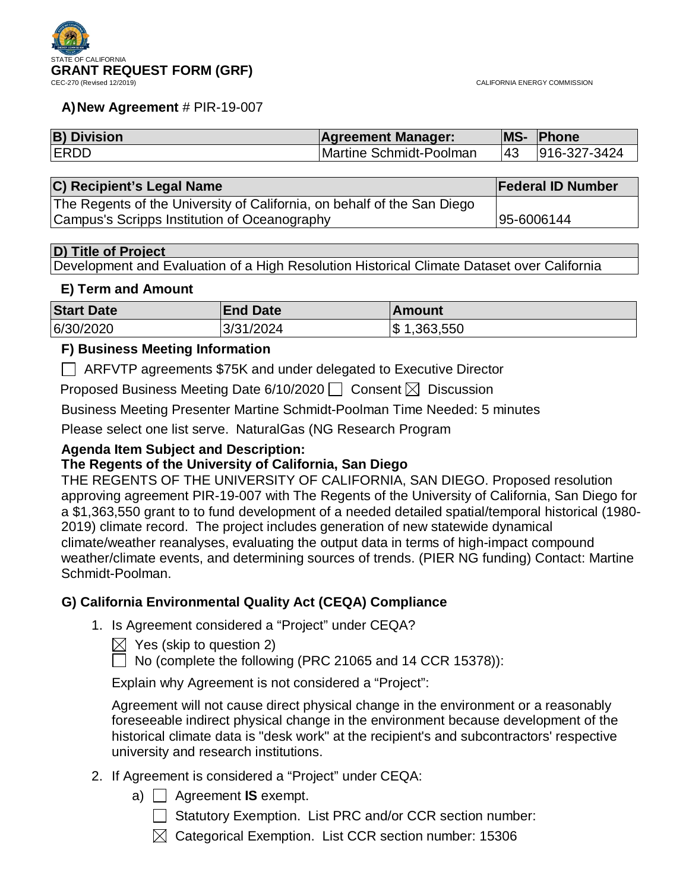STATE OF CALIFORNIA

# GRANT REQUEST FORM (GRF)

CEC-270 (Revised 12/2019)

CALIFORNIA ENERGY COMMISSION

### A) New Agreement # PIR-19-007

| B) Division | Agreement Manager: | MS- | Phone |
|---|---|---|---|
| ERDD | Martine Schmidt-Poolman | 43 | 916-327-3424 |

| C) Recipient's Legal Name | Federal ID Number |
|---|---|
| The Regents of the University of California, on behalf of the San Diego Campus's Scripps Institution of Oceanography | 95-6006144 |

| D) Title of Project |
|---|
| Development and Evaluation of a High Resolution Historical Climate Dataset over California |

### E) Term and Amount

| Start Date | End Date | Amount |
|---|---|---|
| 6/30/2020 | 3/31/2024 | $ 1,363,550 |

### F) Business Meeting Information

☐ ARFVTP agreements $75K and under delegated to Executive Director

Proposed Business Meeting Date 6/10/2020 ☐ Consent ☒ Discussion

Business Meeting Presenter Martine Schmidt-Poolman Time Needed: 5 minutes

Please select one list serve. NaturalGas (NG Research Program

**Agenda Item Subject and Description:**

**The Regents of the University of California, San Diego**

THE REGENTS OF THE UNIVERSITY OF CALIFORNIA, SAN DIEGO. Proposed resolution approving agreement PIR-19-007 with The Regents of the University of California, San Diego for a $1,363,550 grant to to fund development of a needed detailed spatial/temporal historical (1980-2019) climate record. The project includes generation of new statewide dynamical climate/weather reanalyses, evaluating the output data in terms of high-impact compound weather/climate events, and determining sources of trends. (PIER NG funding) Contact: Martine Schmidt-Poolman.

### G) California Environmental Quality Act (CEQA) Compliance

1. Is Agreement considered a "Project" under CEQA?

   ☒ Yes (skip to question 2)

   ☐ No (complete the following (PRC 21065 and 14 CCR 15378)):

   Explain why Agreement is not considered a "Project":

   Agreement will not cause direct physical change in the environment or a reasonably foreseeable indirect physical change in the environment because development of the historical climate data is "desk work" at the recipient's and subcontractors' respective university and research institutions.

2. If Agreement is considered a "Project" under CEQA:

   a) ☐ Agreement **IS** exempt.

      ☐ Statutory Exemption. List PRC and/or CCR section number:

      ☒ Categorical Exemption. List CCR section number: 15306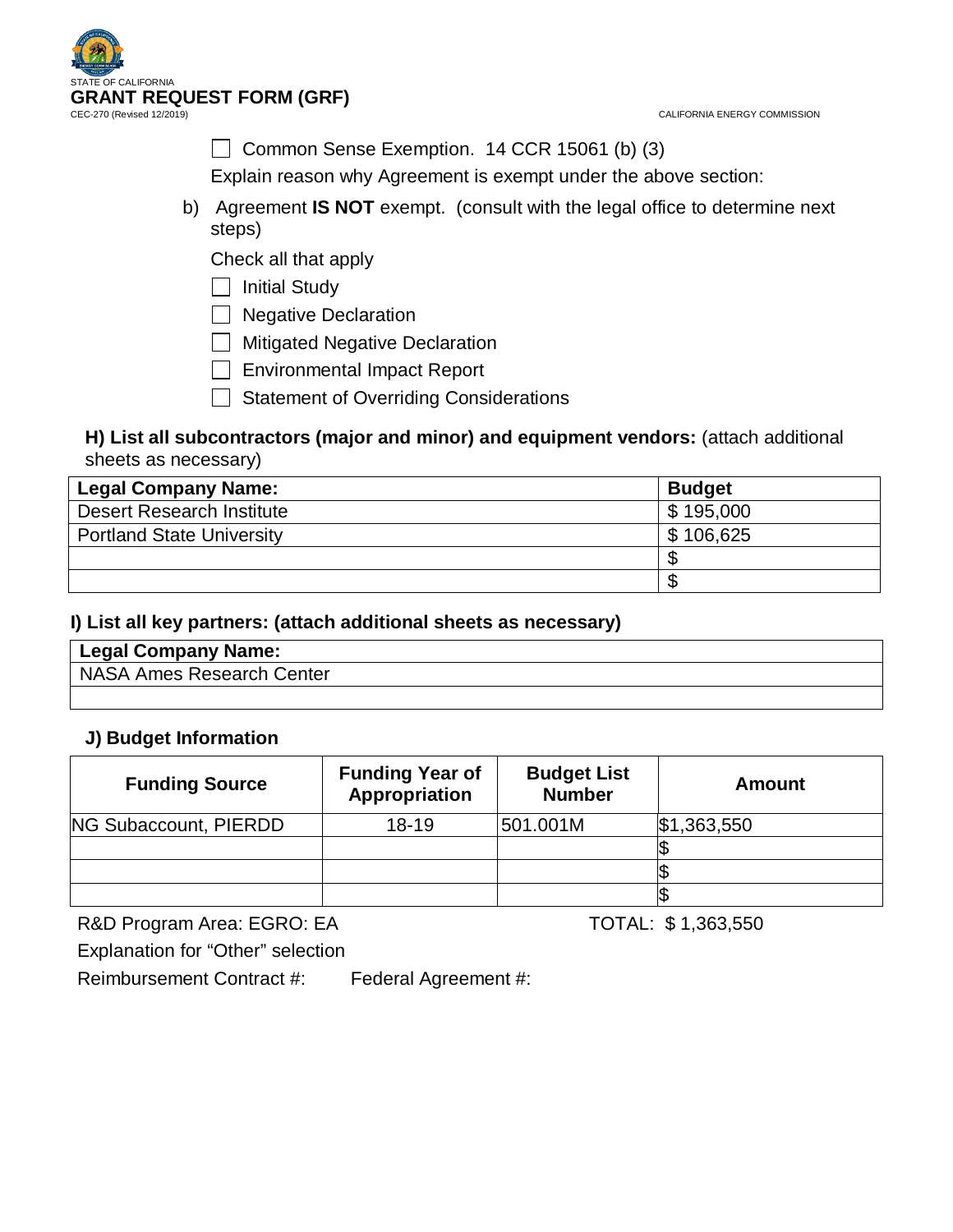☐ Common Sense Exemption. 14 CCR 15061 (b) (3)

Explain reason why Agreement is exempt under the above section:

b) Agreement **IS NOT** exempt. (consult with the legal office to determine next steps)

Check all that apply

☐ Initial Study

☐ Negative Declaration

☐ Mitigated Negative Declaration

☐ Environmental Impact Report

☐ Statement of Overriding Considerations

**H) List all subcontractors (major and minor) and equipment vendors:** (attach additional sheets as necessary)

| Legal Company Name: | Budget |
|---|---|
| Desert Research Institute | $ 195,000 |
| Portland State University | $ 106,625 |
| | $ |
| | $ |

**I) List all key partners: (attach additional sheets as necessary)**

| Legal Company Name: |
|---|
| NASA Ames Research Center |
| |

**J) Budget Information**

| Funding Source | Funding Year of Appropriation | Budget List Number | Amount |
|---|---|---|---|
| NG Subaccount, PIERDD | 18-19 | 501.001M | $1,363,550 |
| | | | $ |
| | | | $ |
| | | | $ |

R&D Program Area: EGRO: EA TOTAL: $ 1,363,550

Explanation for "Other" selection

Reimbursement Contract #: Federal Agreement #: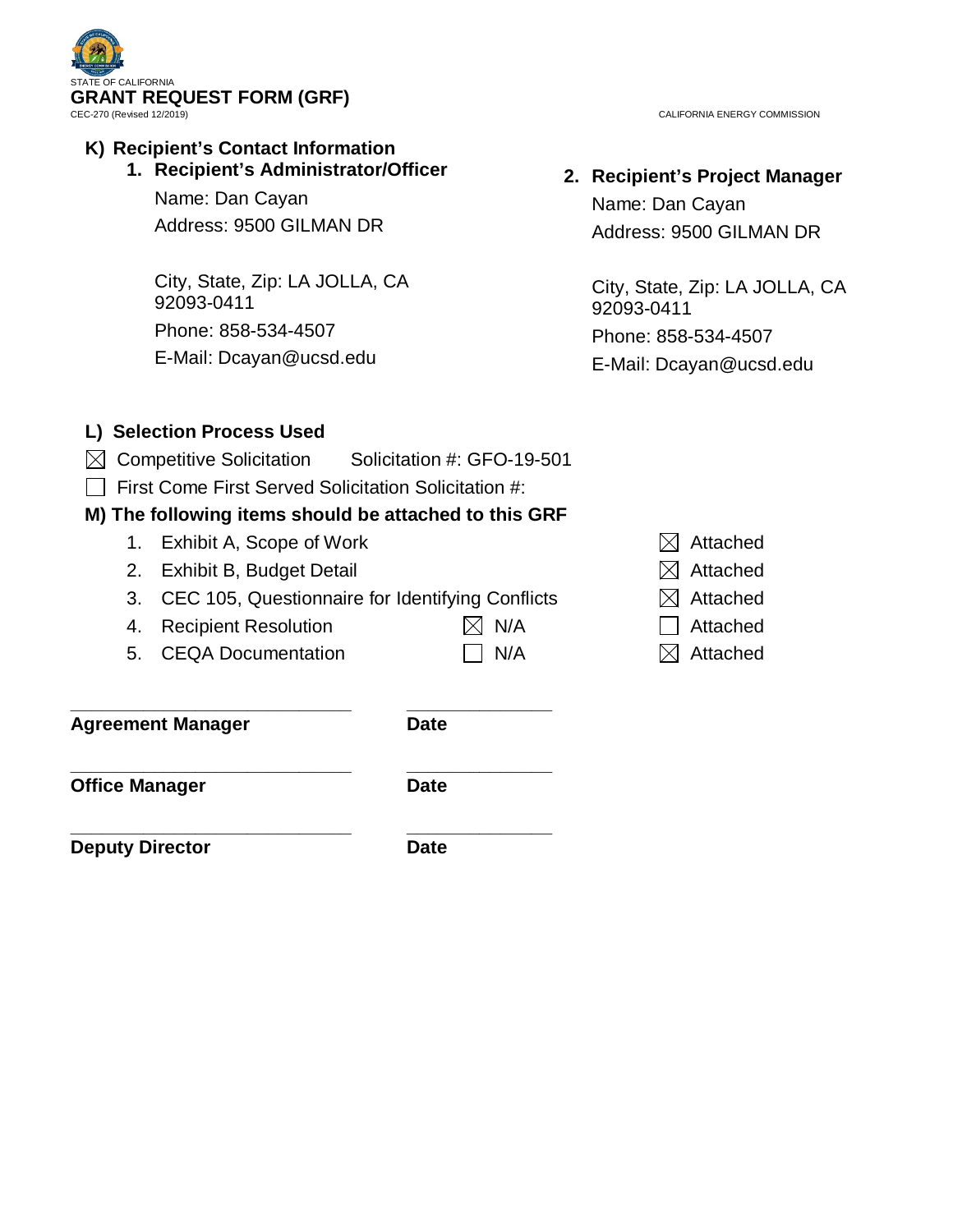STATE OF CALIFORNIA

**GRANT REQUEST FORM (GRF)**

CEC-270 (Revised 12/2019)

CALIFORNIA ENERGY COMMISSION

## K) Recipient's Contact Information

### 1. Recipient's Administrator/Officer

Name: Dan Cayan

Address: 9500 GILMAN DR

City, State, Zip: LA JOLLA, CA 92093-0411

Phone: 858-534-4507

E-Mail: Dcayan@ucsd.edu

### 2. Recipient's Project Manager

Name: Dan Cayan

Address: 9500 GILMAN DR

City, State, Zip: LA JOLLA, CA 92093-0411

Phone: 858-534-4507

E-Mail: Dcayan@ucsd.edu

## L) Selection Process Used

☒ Competitive Solicitation    Solicitation #: GFO-19-501

☐ First Come First Served Solicitation Solicitation #:

## M) The following items should be attached to this GRF

| Item | N/A | Attached |
|---|---|---|
| 1. Exhibit A, Scope of Work | | ☒ Attached |
| 2. Exhibit B, Budget Detail | | ☒ Attached |
| 3. CEC 105, Questionnaire for Identifying Conflicts | | ☒ Attached |
| 4. Recipient Resolution | ☒ N/A | ☐ Attached |
| 5. CEQA Documentation | ☐ N/A | ☒ Attached |

\_\_\_\_\_\_\_\_\_\_\_\_\_\_\_\_\_\_\_\_\_\_\_\_\_\_\_\_    \_\_\_\_\_\_\_\_\_\_\_\_\_\_\_

**Agreement Manager**    **Date**

\_\_\_\_\_\_\_\_\_\_\_\_\_\_\_\_\_\_\_\_\_\_\_\_\_\_\_\_    \_\_\_\_\_\_\_\_\_\_\_\_\_\_\_

**Office Manager**    **Date**

\_\_\_\_\_\_\_\_\_\_\_\_\_\_\_\_\_\_\_\_\_\_\_\_\_\_\_\_    \_\_\_\_\_\_\_\_\_\_\_\_\_\_\_

**Deputy Director**    **Date**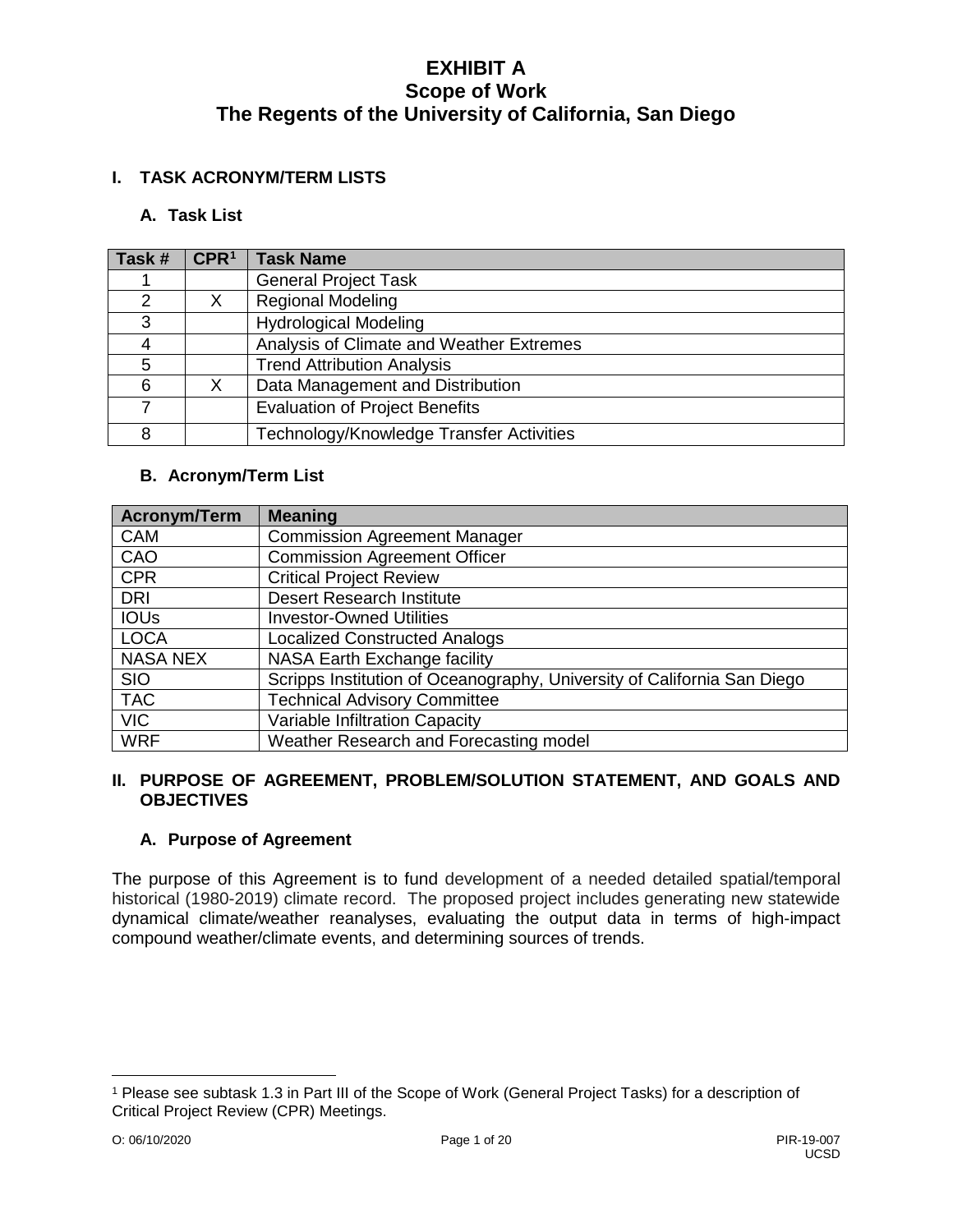# EXHIBIT A
## Scope of Work
## The Regents of the University of California, San Diego

### I. TASK ACRONYM/TERM LISTS

#### A. Task List

| Task # | CPR[1] | Task Name |
|---|---|---|
| 1 | | General Project Task |
| 2 | X | Regional Modeling |
| 3 | | Hydrological Modeling |
| 4 | | Analysis of Climate and Weather Extremes |
| 5 | | Trend Attribution Analysis |
| 6 | X | Data Management and Distribution |
| 7 | | Evaluation of Project Benefits |
| 8 | | Technology/Knowledge Transfer Activities |

#### B. Acronym/Term List

| Acronym/Term | Meaning |
|---|---|
| CAM | Commission Agreement Manager |
| CAO | Commission Agreement Officer |
| CPR | Critical Project Review |
| DRI | Desert Research Institute |
| IOUs | Investor-Owned Utilities |
| LOCA | Localized Constructed Analogs |
| NASA NEX | NASA Earth Exchange facility |
| SIO | Scripps Institution of Oceanography, University of California San Diego |
| TAC | Technical Advisory Committee |
| VIC | Variable Infiltration Capacity |
| WRF | Weather Research and Forecasting model |

### II. PURPOSE OF AGREEMENT, PROBLEM/SOLUTION STATEMENT, AND GOALS AND OBJECTIVES

#### A. Purpose of Agreement

The purpose of this Agreement is to fund development of a needed detailed spatial/temporal historical (1980-2019) climate record. The proposed project includes generating new statewide dynamical climate/weather reanalyses, evaluating the output data in terms of high-impact compound weather/climate events, and determining sources of trends.

[1] Please see subtask 1.3 in Part III of the Scope of Work (General Project Tasks) for a description of Critical Project Review (CPR) Meetings.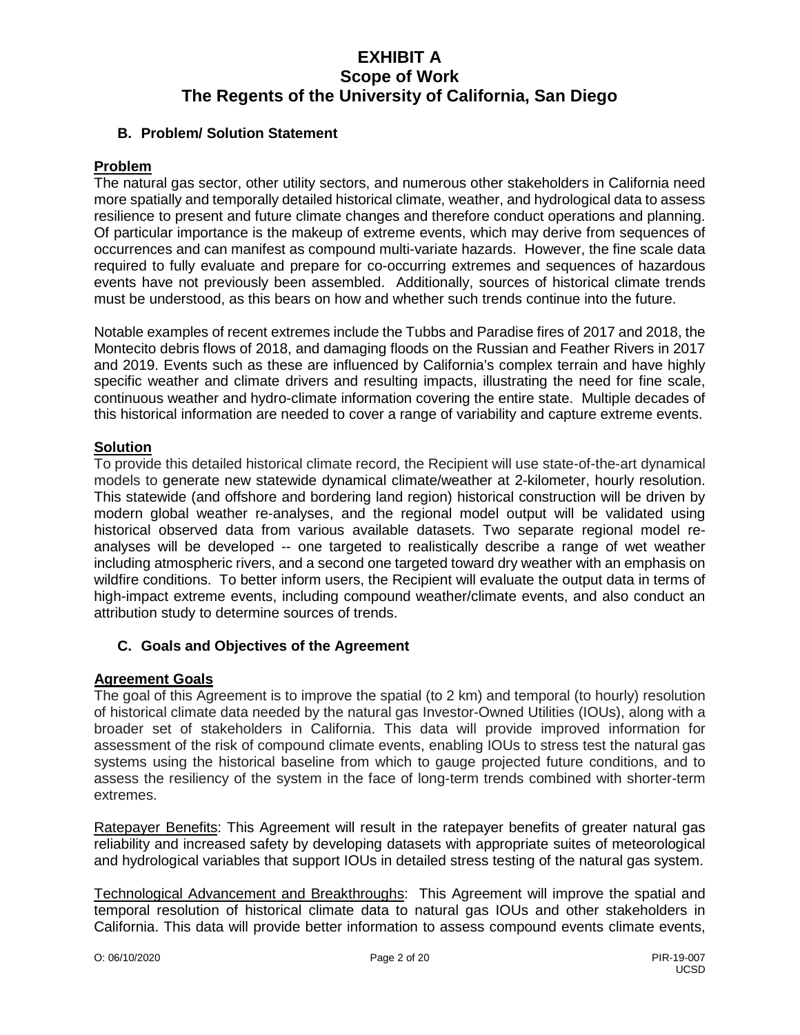# EXHIBIT A
# Scope of Work
# The Regents of the University of California, San Diego

### B. Problem/ Solution Statement

**Problem**

The natural gas sector, other utility sectors, and numerous other stakeholders in California need more spatially and temporally detailed historical climate, weather, and hydrological data to assess resilience to present and future climate changes and therefore conduct operations and planning. Of particular importance is the makeup of extreme events, which may derive from sequences of occurrences and can manifest as compound multi-variate hazards. However, the fine scale data required to fully evaluate and prepare for co-occurring extremes and sequences of hazardous events have not previously been assembled. Additionally, sources of historical climate trends must be understood, as this bears on how and whether such trends continue into the future.

Notable examples of recent extremes include the Tubbs and Paradise fires of 2017 and 2018, the Montecito debris flows of 2018, and damaging floods on the Russian and Feather Rivers in 2017 and 2019. Events such as these are influenced by California's complex terrain and have highly specific weather and climate drivers and resulting impacts, illustrating the need for fine scale, continuous weather and hydro-climate information covering the entire state. Multiple decades of this historical information are needed to cover a range of variability and capture extreme events.

**Solution**

To provide this detailed historical climate record, the Recipient will use state-of-the-art dynamical models to generate new statewide dynamical climate/weather at 2-kilometer, hourly resolution. This statewide (and offshore and bordering land region) historical construction will be driven by modern global weather re-analyses, and the regional model output will be validated using historical observed data from various available datasets. Two separate regional model re-analyses will be developed -- one targeted to realistically describe a range of wet weather including atmospheric rivers, and a second one targeted toward dry weather with an emphasis on wildfire conditions. To better inform users, the Recipient will evaluate the output data in terms of high-impact extreme events, including compound weather/climate events, and also conduct an attribution study to determine sources of trends.

### C. Goals and Objectives of the Agreement

**Agreement Goals**

The goal of this Agreement is to improve the spatial (to 2 km) and temporal (to hourly) resolution of historical climate data needed by the natural gas Investor-Owned Utilities (IOUs), along with a broader set of stakeholders in California. This data will provide improved information for assessment of the risk of compound climate events, enabling IOUs to stress test the natural gas systems using the historical baseline from which to gauge projected future conditions, and to assess the resiliency of the system in the face of long-term trends combined with shorter-term extremes.

Ratepayer Benefits: This Agreement will result in the ratepayer benefits of greater natural gas reliability and increased safety by developing datasets with appropriate suites of meteorological and hydrological variables that support IOUs in detailed stress testing of the natural gas system.

Technological Advancement and Breakthroughs: This Agreement will improve the spatial and temporal resolution of historical climate data to natural gas IOUs and other stakeholders in California. This data will provide better information to assess compound events climate events,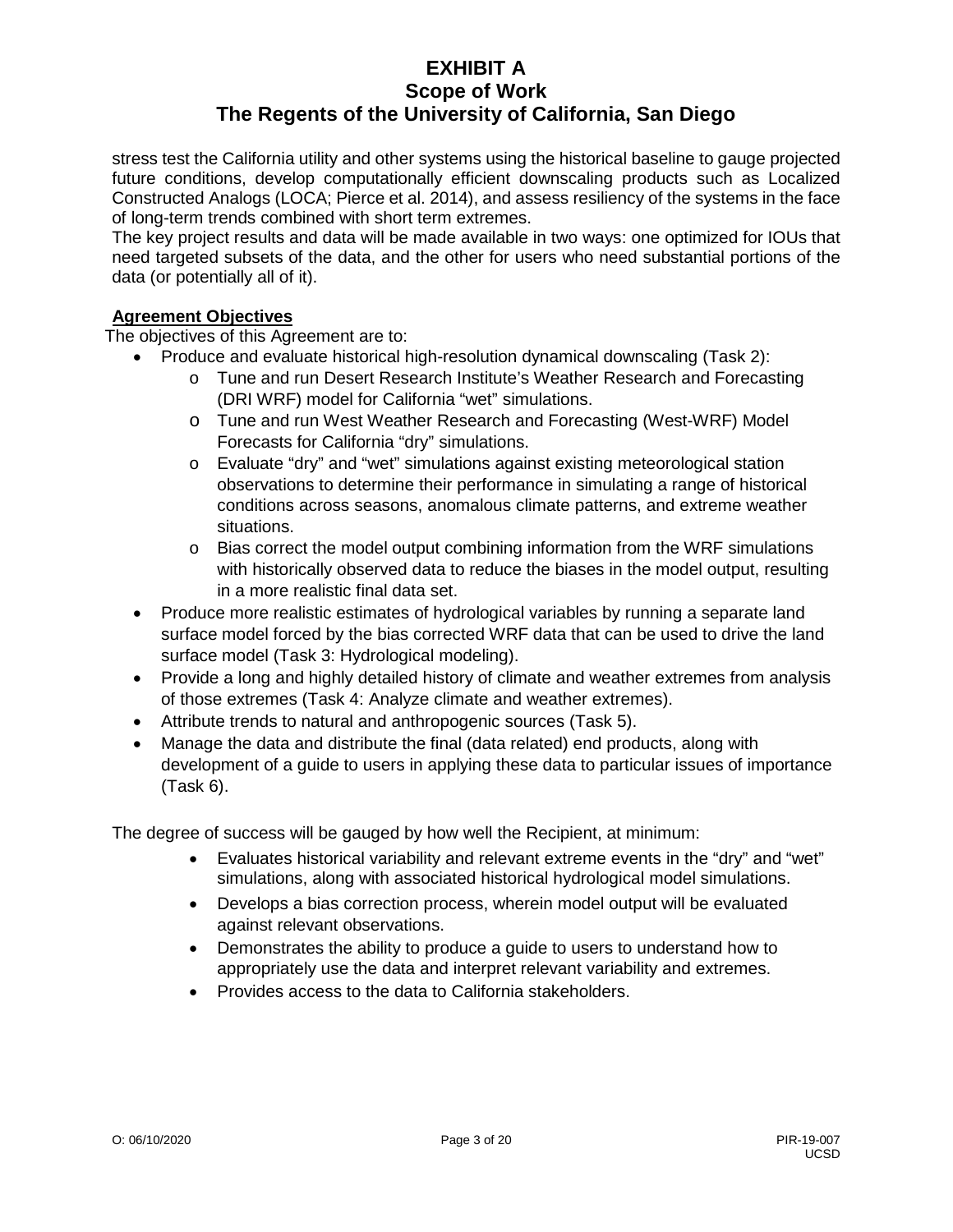stress test the California utility and other systems using the historical baseline to gauge projected future conditions, develop computationally efficient downscaling products such as Localized Constructed Analogs (LOCA; Pierce et al. 2014), and assess resiliency of the systems in the face of long-term trends combined with short term extremes.

The key project results and data will be made available in two ways: one optimized for IOUs that need targeted subsets of the data, and the other for users who need substantial portions of the data (or potentially all of it).

**Agreement Objectives**

The objectives of this Agreement are to:

- Produce and evaluate historical high-resolution dynamical downscaling (Task 2):
  - Tune and run Desert Research Institute's Weather Research and Forecasting (DRI WRF) model for California "wet" simulations.
  - Tune and run West Weather Research and Forecasting (West-WRF) Model Forecasts for California "dry" simulations.
  - Evaluate "dry" and "wet" simulations against existing meteorological station observations to determine their performance in simulating a range of historical conditions across seasons, anomalous climate patterns, and extreme weather situations.
  - Bias correct the model output combining information from the WRF simulations with historically observed data to reduce the biases in the model output, resulting in a more realistic final data set.
- Produce more realistic estimates of hydrological variables by running a separate land surface model forced by the bias corrected WRF data that can be used to drive the land surface model (Task 3: Hydrological modeling).
- Provide a long and highly detailed history of climate and weather extremes from analysis of those extremes (Task 4: Analyze climate and weather extremes).
- Attribute trends to natural and anthropogenic sources (Task 5).
- Manage the data and distribute the final (data related) end products, along with development of a guide to users in applying these data to particular issues of importance (Task 6).

The degree of success will be gauged by how well the Recipient, at minimum:

- Evaluates historical variability and relevant extreme events in the "dry" and "wet" simulations, along with associated historical hydrological model simulations.
- Develops a bias correction process, wherein model output will be evaluated against relevant observations.
- Demonstrates the ability to produce a guide to users to understand how to appropriately use the data and interpret relevant variability and extremes.
- Provides access to the data to California stakeholders.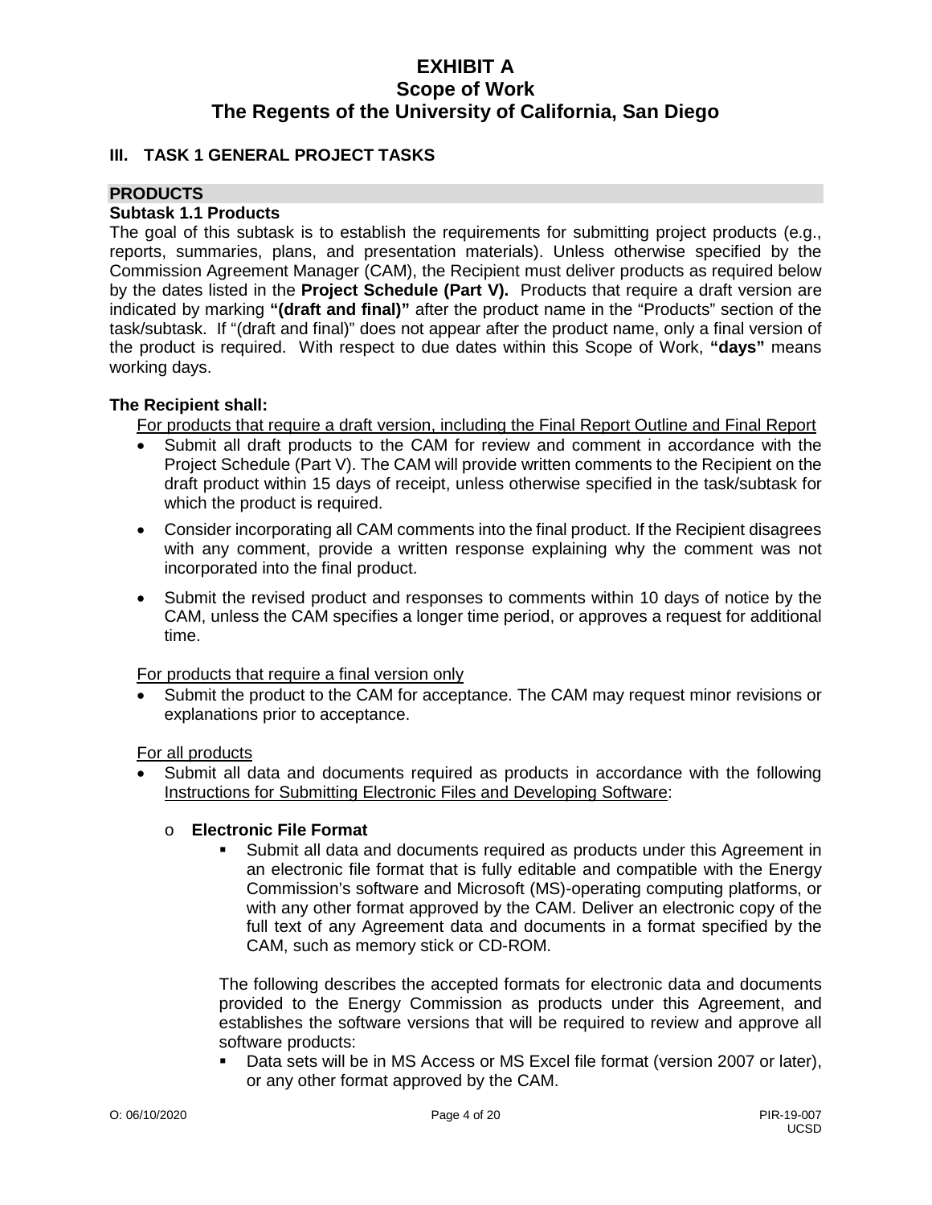# EXHIBIT A
# Scope of Work
# The Regents of the University of California, San Diego

## III. TASK 1 GENERAL PROJECT TASKS

### PRODUCTS

**Subtask 1.1 Products**

The goal of this subtask is to establish the requirements for submitting project products (e.g., reports, summaries, plans, and presentation materials). Unless otherwise specified by the Commission Agreement Manager (CAM), the Recipient must deliver products as required below by the dates listed in the **Project Schedule (Part V).** Products that require a draft version are indicated by marking **"(draft and final)"** after the product name in the "Products" section of the task/subtask. If "(draft and final)" does not appear after the product name, only a final version of the product is required. With respect to due dates within this Scope of Work, **"days"** means working days.

**The Recipient shall:**

<u>For products that require a draft version, including the Final Report Outline and Final Report</u>

- Submit all draft products to the CAM for review and comment in accordance with the Project Schedule (Part V). The CAM will provide written comments to the Recipient on the draft product within 15 days of receipt, unless otherwise specified in the task/subtask for which the product is required.
- Consider incorporating all CAM comments into the final product. If the Recipient disagrees with any comment, provide a written response explaining why the comment was not incorporated into the final product.
- Submit the revised product and responses to comments within 10 days of notice by the CAM, unless the CAM specifies a longer time period, or approves a request for additional time.

<u>For products that require a final version only</u>

- Submit the product to the CAM for acceptance. The CAM may request minor revisions or explanations prior to acceptance.

<u>For all products</u>

- Submit all data and documents required as products in accordance with the following <u>Instructions for Submitting Electronic Files and Developing Software</u>:
  - **Electronic File Format**
    - Submit all data and documents required as products under this Agreement in an electronic file format that is fully editable and compatible with the Energy Commission's software and Microsoft (MS)-operating computing platforms, or with any other format approved by the CAM. Deliver an electronic copy of the full text of any Agreement data and documents in a format specified by the CAM, such as memory stick or CD-ROM.

    The following describes the accepted formats for electronic data and documents provided to the Energy Commission as products under this Agreement, and establishes the software versions that will be required to review and approve all software products:

    - Data sets will be in MS Access or MS Excel file format (version 2007 or later), or any other format approved by the CAM.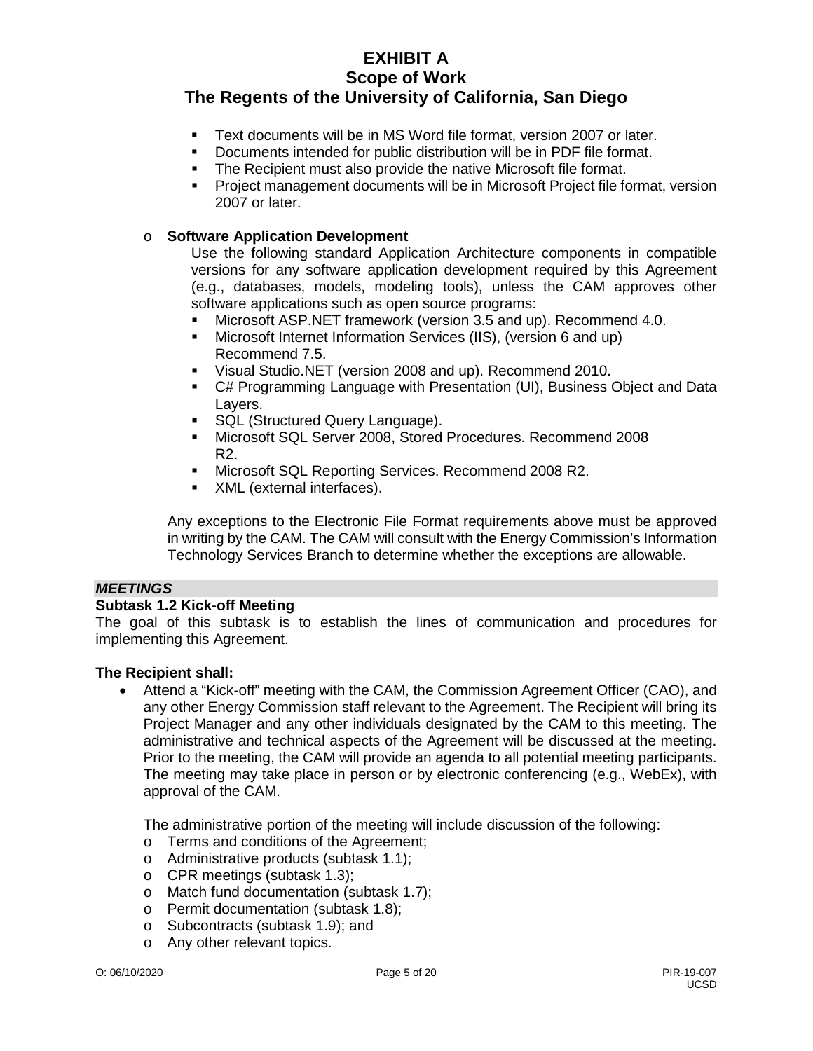- Text documents will be in MS Word file format, version 2007 or later.
- Documents intended for public distribution will be in PDF file format.
- The Recipient must also provide the native Microsoft file format.
- Project management documents will be in Microsoft Project file format, version 2007 or later.

- **Software Application Development**

  Use the following standard Application Architecture components in compatible versions for any software application development required by this Agreement (e.g., databases, models, modeling tools), unless the CAM approves other software applications such as open source programs:

  - Microsoft ASP.NET framework (version 3.5 and up). Recommend 4.0.
  - Microsoft Internet Information Services (IIS), (version 6 and up) Recommend 7.5.
  - Visual Studio.NET (version 2008 and up). Recommend 2010.
  - C# Programming Language with Presentation (UI), Business Object and Data Layers.
  - SQL (Structured Query Language).
  - Microsoft SQL Server 2008, Stored Procedures. Recommend 2008 R2.
  - Microsoft SQL Reporting Services. Recommend 2008 R2.
  - XML (external interfaces).

Any exceptions to the Electronic File Format requirements above must be approved in writing by the CAM. The CAM will consult with the Energy Commission's Information Technology Services Branch to determine whether the exceptions are allowable.

***MEETINGS***

**Subtask 1.2 Kick-off Meeting**

The goal of this subtask is to establish the lines of communication and procedures for implementing this Agreement.

**The Recipient shall:**

- Attend a "Kick-off" meeting with the CAM, the Commission Agreement Officer (CAO), and any other Energy Commission staff relevant to the Agreement. The Recipient will bring its Project Manager and any other individuals designated by the CAM to this meeting. The administrative and technical aspects of the Agreement will be discussed at the meeting. Prior to the meeting, the CAM will provide an agenda to all potential meeting participants. The meeting may take place in person or by electronic conferencing (e.g., WebEx), with approval of the CAM.

  The administrative portion of the meeting will include discussion of the following:

  - Terms and conditions of the Agreement;
  - Administrative products (subtask 1.1);
  - CPR meetings (subtask 1.3);
  - Match fund documentation (subtask 1.7);
  - Permit documentation (subtask 1.8);
  - Subcontracts (subtask 1.9); and
  - Any other relevant topics.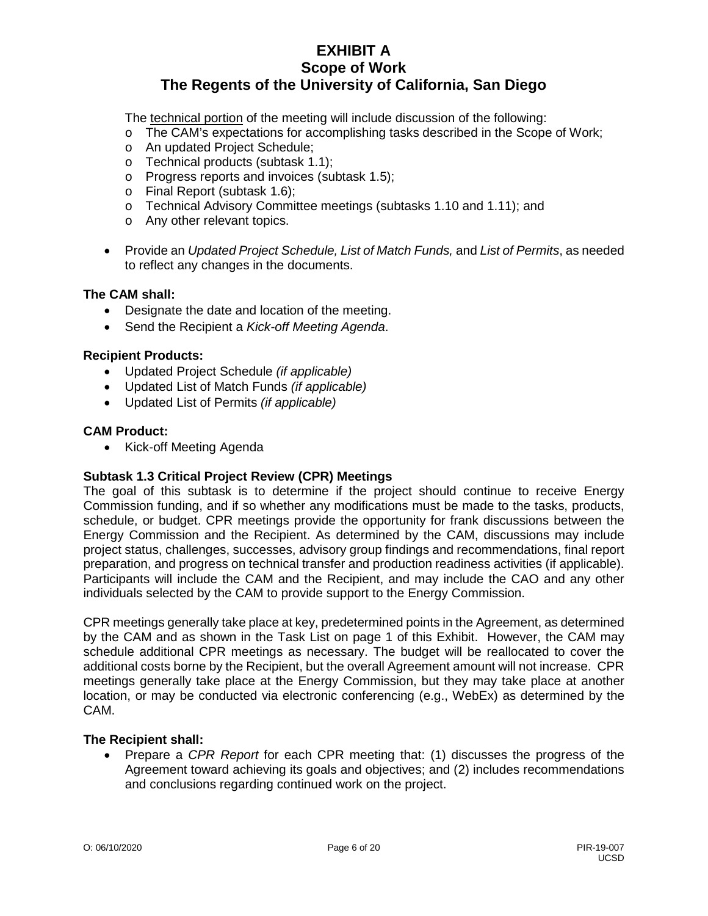The technical portion of the meeting will include discussion of the following:

- The CAM's expectations for accomplishing tasks described in the Scope of Work;
- An updated Project Schedule;
- Technical products (subtask 1.1);
- Progress reports and invoices (subtask 1.5);
- Final Report (subtask 1.6);
- Technical Advisory Committee meetings (subtasks 1.10 and 1.11); and
- Any other relevant topics.

- Provide an *Updated Project Schedule, List of Match Funds,* and *List of Permits*, as needed to reflect any changes in the documents.

**The CAM shall:**

- Designate the date and location of the meeting.
- Send the Recipient a *Kick-off Meeting Agenda*.

**Recipient Products:**

- Updated Project Schedule *(if applicable)*
- Updated List of Match Funds *(if applicable)*
- Updated List of Permits *(if applicable)*

**CAM Product:**

- Kick-off Meeting Agenda

**Subtask 1.3 Critical Project Review (CPR) Meetings**

The goal of this subtask is to determine if the project should continue to receive Energy Commission funding, and if so whether any modifications must be made to the tasks, products, schedule, or budget. CPR meetings provide the opportunity for frank discussions between the Energy Commission and the Recipient. As determined by the CAM, discussions may include project status, challenges, successes, advisory group findings and recommendations, final report preparation, and progress on technical transfer and production readiness activities (if applicable). Participants will include the CAM and the Recipient, and may include the CAO and any other individuals selected by the CAM to provide support to the Energy Commission.

CPR meetings generally take place at key, predetermined points in the Agreement, as determined by the CAM and as shown in the Task List on page 1 of this Exhibit. However, the CAM may schedule additional CPR meetings as necessary. The budget will be reallocated to cover the additional costs borne by the Recipient, but the overall Agreement amount will not increase. CPR meetings generally take place at the Energy Commission, but they may take place at another location, or may be conducted via electronic conferencing (e.g., WebEx) as determined by the CAM.

**The Recipient shall:**

- Prepare a *CPR Report* for each CPR meeting that: (1) discusses the progress of the Agreement toward achieving its goals and objectives; and (2) includes recommendations and conclusions regarding continued work on the project.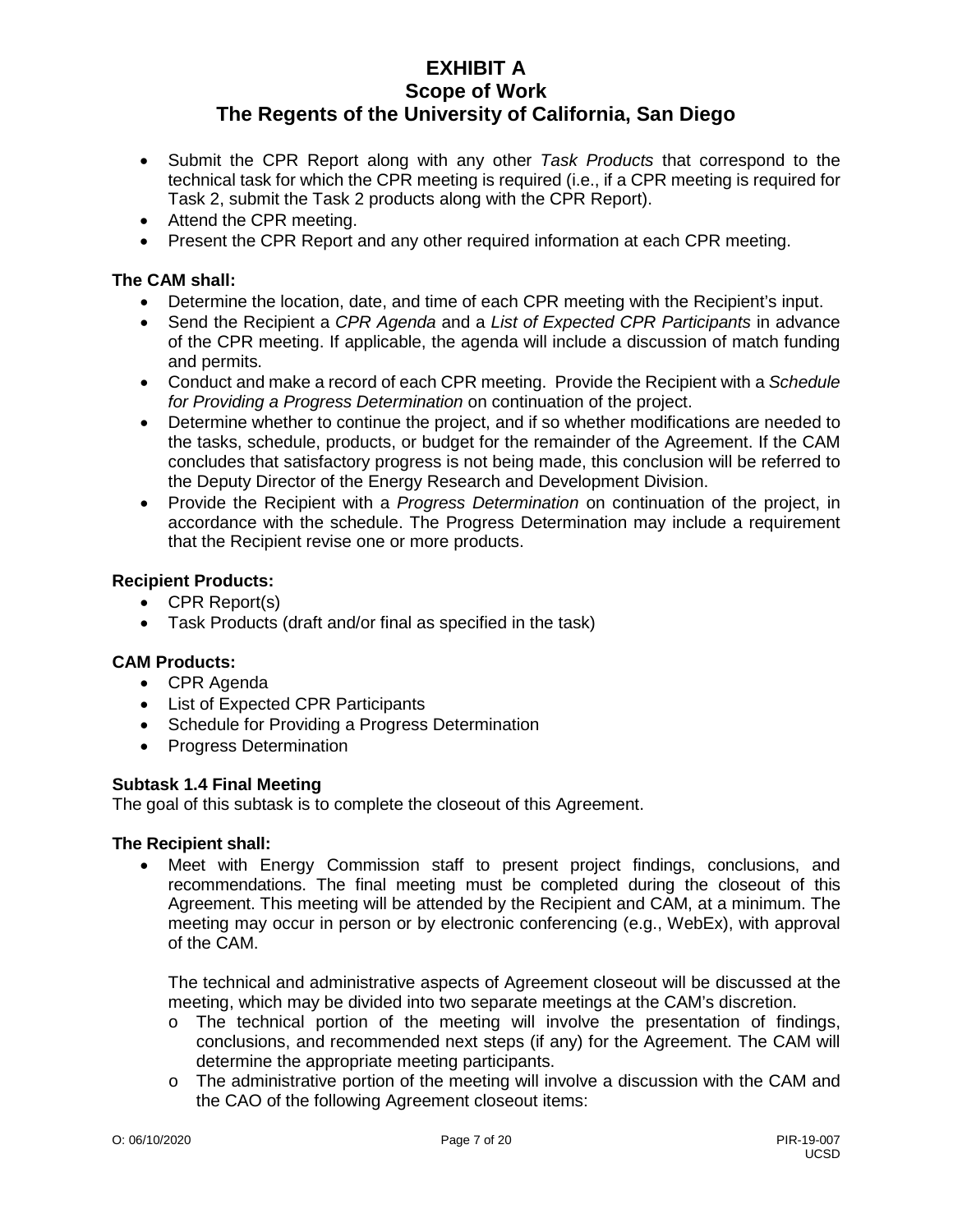- Submit the CPR Report along with any other *Task Products* that correspond to the technical task for which the CPR meeting is required (i.e., if a CPR meeting is required for Task 2, submit the Task 2 products along with the CPR Report).
- Attend the CPR meeting.
- Present the CPR Report and any other required information at each CPR meeting.

**The CAM shall:**

- Determine the location, date, and time of each CPR meeting with the Recipient's input.
- Send the Recipient a *CPR Agenda* and a *List of Expected CPR Participants* in advance of the CPR meeting. If applicable, the agenda will include a discussion of match funding and permits.
- Conduct and make a record of each CPR meeting. Provide the Recipient with a *Schedule for Providing a Progress Determination* on continuation of the project.
- Determine whether to continue the project, and if so whether modifications are needed to the tasks, schedule, products, or budget for the remainder of the Agreement. If the CAM concludes that satisfactory progress is not being made, this conclusion will be referred to the Deputy Director of the Energy Research and Development Division.
- Provide the Recipient with a *Progress Determination* on continuation of the project, in accordance with the schedule. The Progress Determination may include a requirement that the Recipient revise one or more products.

**Recipient Products:**

- CPR Report(s)
- Task Products (draft and/or final as specified in the task)

**CAM Products:**

- CPR Agenda
- List of Expected CPR Participants
- Schedule for Providing a Progress Determination
- Progress Determination

### Subtask 1.4 Final Meeting

The goal of this subtask is to complete the closeout of this Agreement.

**The Recipient shall:**

- Meet with Energy Commission staff to present project findings, conclusions, and recommendations. The final meeting must be completed during the closeout of this Agreement. This meeting will be attended by the Recipient and CAM, at a minimum. The meeting may occur in person or by electronic conferencing (e.g., WebEx), with approval of the CAM.

  The technical and administrative aspects of Agreement closeout will be discussed at the meeting, which may be divided into two separate meetings at the CAM's discretion.

  - The technical portion of the meeting will involve the presentation of findings, conclusions, and recommended next steps (if any) for the Agreement. The CAM will determine the appropriate meeting participants.
  - The administrative portion of the meeting will involve a discussion with the CAM and the CAO of the following Agreement closeout items: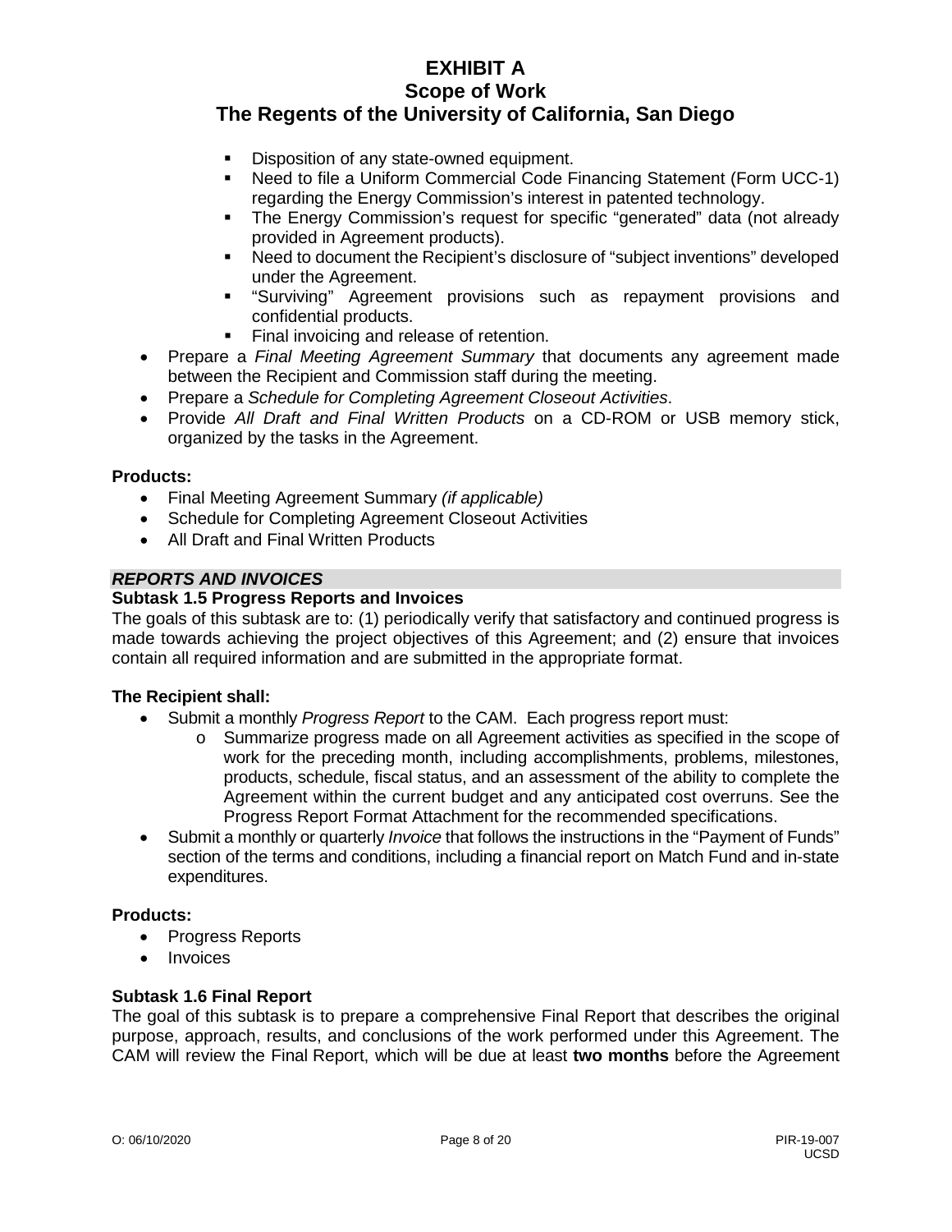- Disposition of any state-owned equipment.
    - Need to file a Uniform Commercial Code Financing Statement (Form UCC-1) regarding the Energy Commission's interest in patented technology.
    - The Energy Commission's request for specific "generated" data (not already provided in Agreement products).
    - Need to document the Recipient's disclosure of "subject inventions" developed under the Agreement.
    - "Surviving" Agreement provisions such as repayment provisions and confidential products.
    - Final invoicing and release of retention.
- Prepare a *Final Meeting Agreement Summary* that documents any agreement made between the Recipient and Commission staff during the meeting.
- Prepare a *Schedule for Completing Agreement Closeout Activities*.
- Provide *All Draft and Final Written Products* on a CD-ROM or USB memory stick, organized by the tasks in the Agreement.

**Products:**

- Final Meeting Agreement Summary *(if applicable)*
- Schedule for Completing Agreement Closeout Activities
- All Draft and Final Written Products

***REPORTS AND INVOICES***

**Subtask 1.5 Progress Reports and Invoices**

The goals of this subtask are to: (1) periodically verify that satisfactory and continued progress is made towards achieving the project objectives of this Agreement; and (2) ensure that invoices contain all required information and are submitted in the appropriate format.

**The Recipient shall:**

- Submit a monthly *Progress Report* to the CAM. Each progress report must:
    - Summarize progress made on all Agreement activities as specified in the scope of work for the preceding month, including accomplishments, problems, milestones, products, schedule, fiscal status, and an assessment of the ability to complete the Agreement within the current budget and any anticipated cost overruns. See the Progress Report Format Attachment for the recommended specifications.
- Submit a monthly or quarterly *Invoice* that follows the instructions in the "Payment of Funds" section of the terms and conditions, including a financial report on Match Fund and in-state expenditures.

**Products:**

- Progress Reports
- Invoices

**Subtask 1.6 Final Report**

The goal of this subtask is to prepare a comprehensive Final Report that describes the original purpose, approach, results, and conclusions of the work performed under this Agreement. The CAM will review the Final Report, which will be due at least **two months** before the Agreement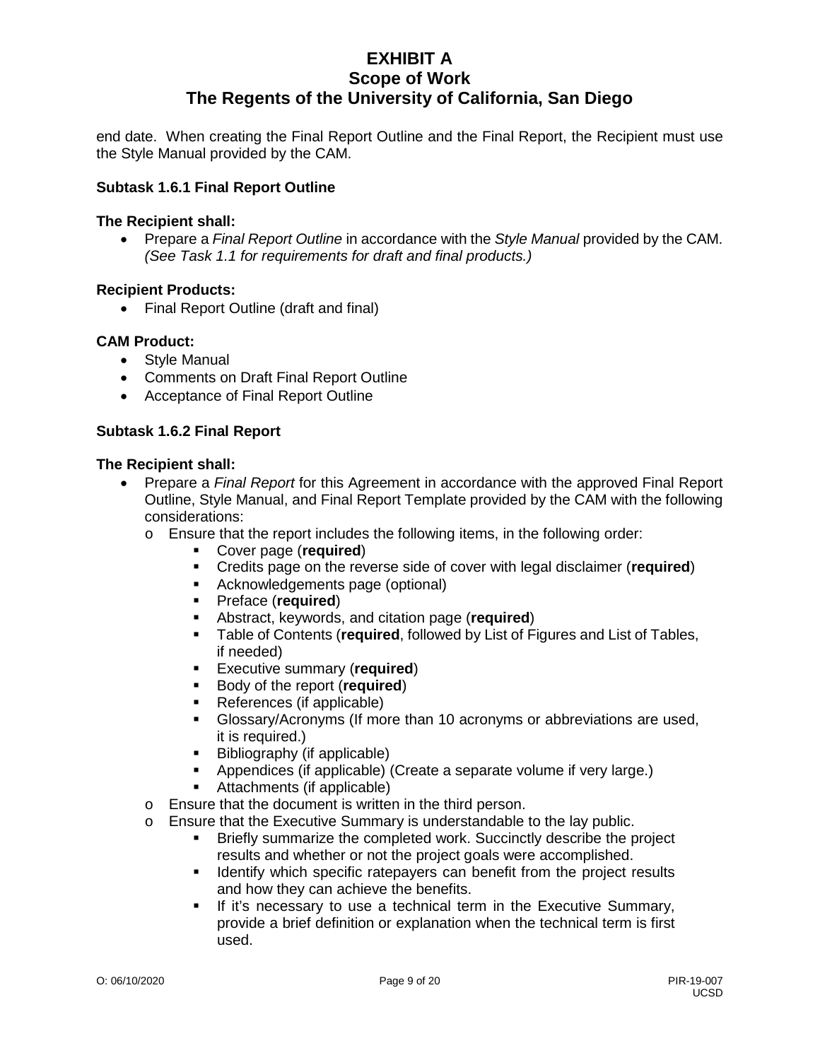end date. When creating the Final Report Outline and the Final Report, the Recipient must use the Style Manual provided by the CAM.

**Subtask 1.6.1 Final Report Outline**

**The Recipient shall:**

- Prepare a *Final Report Outline* in accordance with the *Style Manual* provided by the CAM. *(See Task 1.1 for requirements for draft and final products.)*

**Recipient Products:**

- Final Report Outline (draft and final)

**CAM Product:**

- Style Manual
- Comments on Draft Final Report Outline
- Acceptance of Final Report Outline

**Subtask 1.6.2 Final Report**

**The Recipient shall:**

- Prepare a *Final Report* for this Agreement in accordance with the approved Final Report Outline, Style Manual, and Final Report Template provided by the CAM with the following considerations:
  - Ensure that the report includes the following items, in the following order:
    - Cover page (**required**)
    - Credits page on the reverse side of cover with legal disclaimer (**required**)
    - Acknowledgements page (optional)
    - Preface (**required**)
    - Abstract, keywords, and citation page (**required**)
    - Table of Contents (**required**, followed by List of Figures and List of Tables, if needed)
    - Executive summary (**required**)
    - Body of the report (**required**)
    - References (if applicable)
    - Glossary/Acronyms (If more than 10 acronyms or abbreviations are used, it is required.)
    - Bibliography (if applicable)
    - Appendices (if applicable) (Create a separate volume if very large.)
    - Attachments (if applicable)
  - Ensure that the document is written in the third person.
  - Ensure that the Executive Summary is understandable to the lay public.
    - Briefly summarize the completed work. Succinctly describe the project results and whether or not the project goals were accomplished.
    - Identify which specific ratepayers can benefit from the project results and how they can achieve the benefits.
    - If it's necessary to use a technical term in the Executive Summary, provide a brief definition or explanation when the technical term is first used.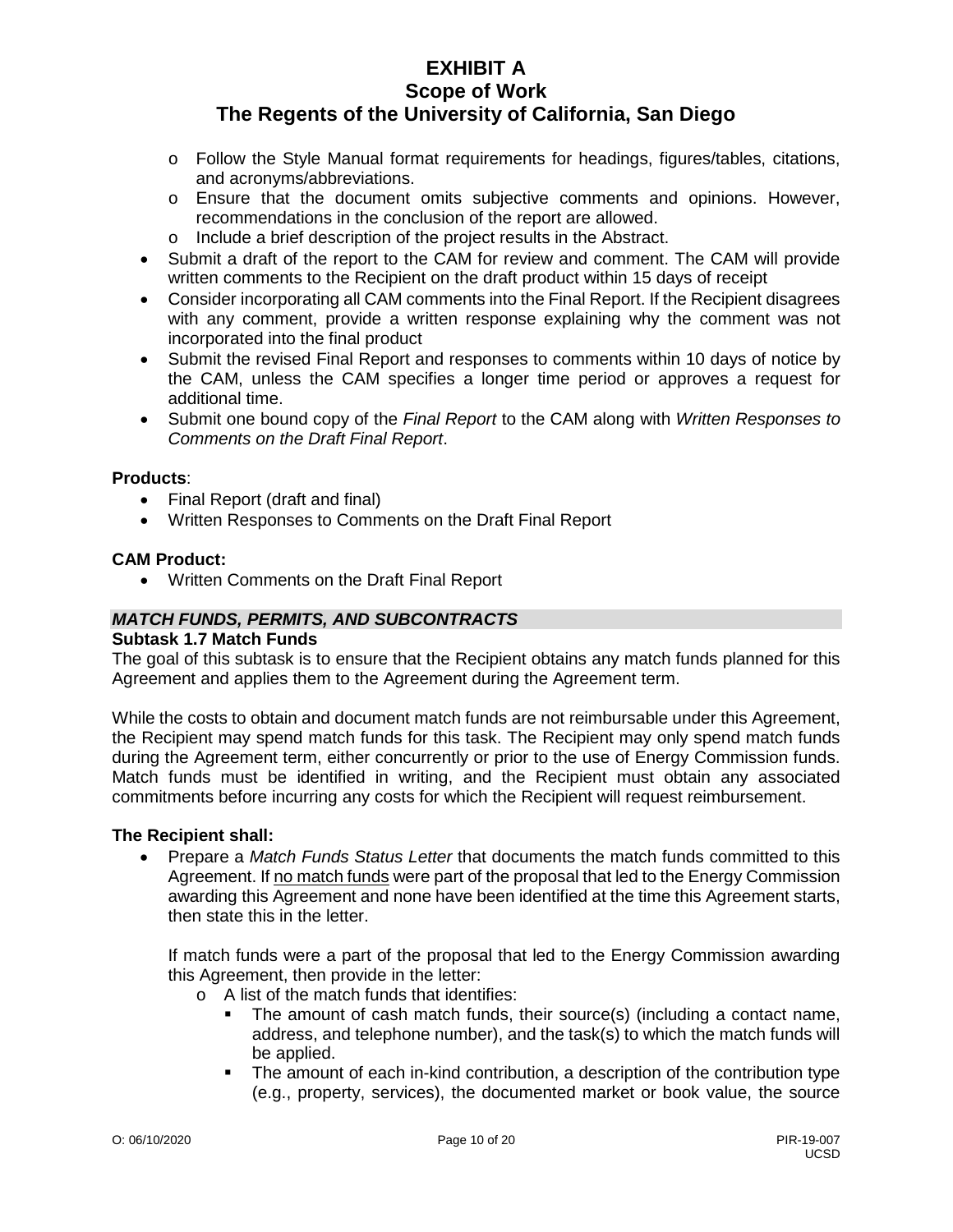- Follow the Style Manual format requirements for headings, figures/tables, citations, and acronyms/abbreviations.
  - Ensure that the document omits subjective comments and opinions. However, recommendations in the conclusion of the report are allowed.
  - Include a brief description of the project results in the Abstract.
- Submit a draft of the report to the CAM for review and comment. The CAM will provide written comments to the Recipient on the draft product within 15 days of receipt
- Consider incorporating all CAM comments into the Final Report. If the Recipient disagrees with any comment, provide a written response explaining why the comment was not incorporated into the final product
- Submit the revised Final Report and responses to comments within 10 days of notice by the CAM, unless the CAM specifies a longer time period or approves a request for additional time.
- Submit one bound copy of the *Final Report* to the CAM along with *Written Responses to Comments on the Draft Final Report*.

**Products**:

- Final Report (draft and final)
- Written Responses to Comments on the Draft Final Report

**CAM Product:**

- Written Comments on the Draft Final Report

***MATCH FUNDS, PERMITS, AND SUBCONTRACTS***

**Subtask 1.7 Match Funds**

The goal of this subtask is to ensure that the Recipient obtains any match funds planned for this Agreement and applies them to the Agreement during the Agreement term.

While the costs to obtain and document match funds are not reimbursable under this Agreement, the Recipient may spend match funds for this task. The Recipient may only spend match funds during the Agreement term, either concurrently or prior to the use of Energy Commission funds. Match funds must be identified in writing, and the Recipient must obtain any associated commitments before incurring any costs for which the Recipient will request reimbursement.

**The Recipient shall:**

- Prepare a *Match Funds Status Letter* that documents the match funds committed to this Agreement. If no match funds were part of the proposal that led to the Energy Commission awarding this Agreement and none have been identified at the time this Agreement starts, then state this in the letter.

  If match funds were a part of the proposal that led to the Energy Commission awarding this Agreement, then provide in the letter:
  - A list of the match funds that identifies:
    - The amount of cash match funds, their source(s) (including a contact name, address, and telephone number), and the task(s) to which the match funds will be applied.
    - The amount of each in-kind contribution, a description of the contribution type (e.g., property, services), the documented market or book value, the source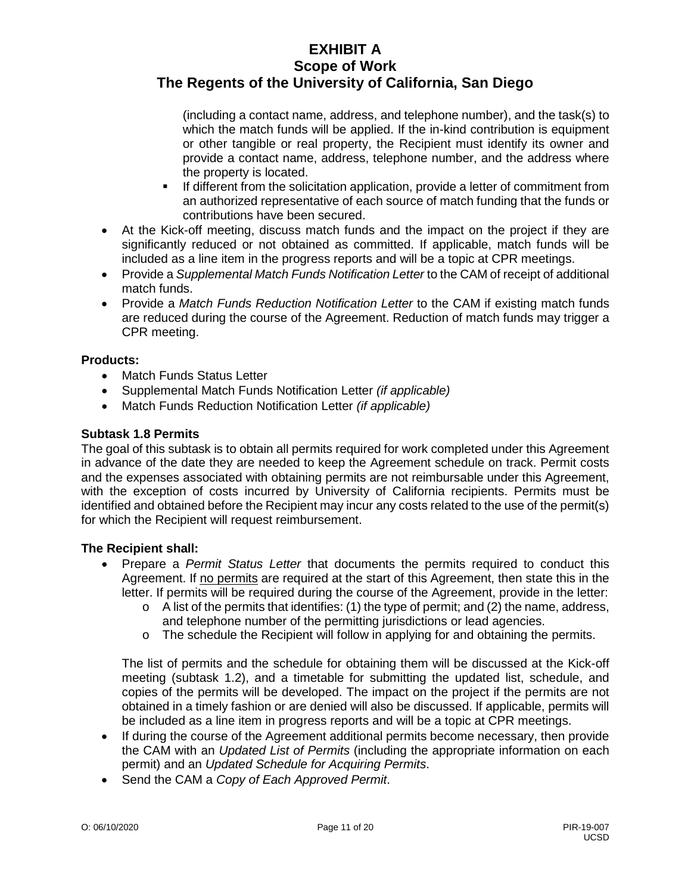(including a contact name, address, and telephone number), and the task(s) to which the match funds will be applied. If the in-kind contribution is equipment or other tangible or real property, the Recipient must identify its owner and provide a contact name, address, telephone number, and the address where the property is located.

    - If different from the solicitation application, provide a letter of commitment from an authorized representative of each source of match funding that the funds or contributions have been secured.

- At the Kick-off meeting, discuss match funds and the impact on the project if they are significantly reduced or not obtained as committed. If applicable, match funds will be included as a line item in the progress reports and will be a topic at CPR meetings.
- Provide a *Supplemental Match Funds Notification Letter* to the CAM of receipt of additional match funds.
- Provide a *Match Funds Reduction Notification Letter* to the CAM if existing match funds are reduced during the course of the Agreement. Reduction of match funds may trigger a CPR meeting.

**Products:**

- Match Funds Status Letter
- Supplemental Match Funds Notification Letter *(if applicable)*
- Match Funds Reduction Notification Letter *(if applicable)*

**Subtask 1.8 Permits**

The goal of this subtask is to obtain all permits required for work completed under this Agreement in advance of the date they are needed to keep the Agreement schedule on track. Permit costs and the expenses associated with obtaining permits are not reimbursable under this Agreement, with the exception of costs incurred by University of California recipients. Permits must be identified and obtained before the Recipient may incur any costs related to the use of the permit(s) for which the Recipient will request reimbursement.

**The Recipient shall:**

- Prepare a *Permit Status Letter* that documents the permits required to conduct this Agreement. If no permits are required at the start of this Agreement, then state this in the letter. If permits will be required during the course of the Agreement, provide in the letter:
    - A list of the permits that identifies: (1) the type of permit; and (2) the name, address, and telephone number of the permitting jurisdictions or lead agencies.
    - The schedule the Recipient will follow in applying for and obtaining the permits.

  The list of permits and the schedule for obtaining them will be discussed at the Kick-off meeting (subtask 1.2), and a timetable for submitting the updated list, schedule, and copies of the permits will be developed. The impact on the project if the permits are not obtained in a timely fashion or are denied will also be discussed. If applicable, permits will be included as a line item in progress reports and will be a topic at CPR meetings.

- If during the course of the Agreement additional permits become necessary, then provide the CAM with an *Updated List of Permits* (including the appropriate information on each permit) and an *Updated Schedule for Acquiring Permits*.
- Send the CAM a *Copy of Each Approved Permit*.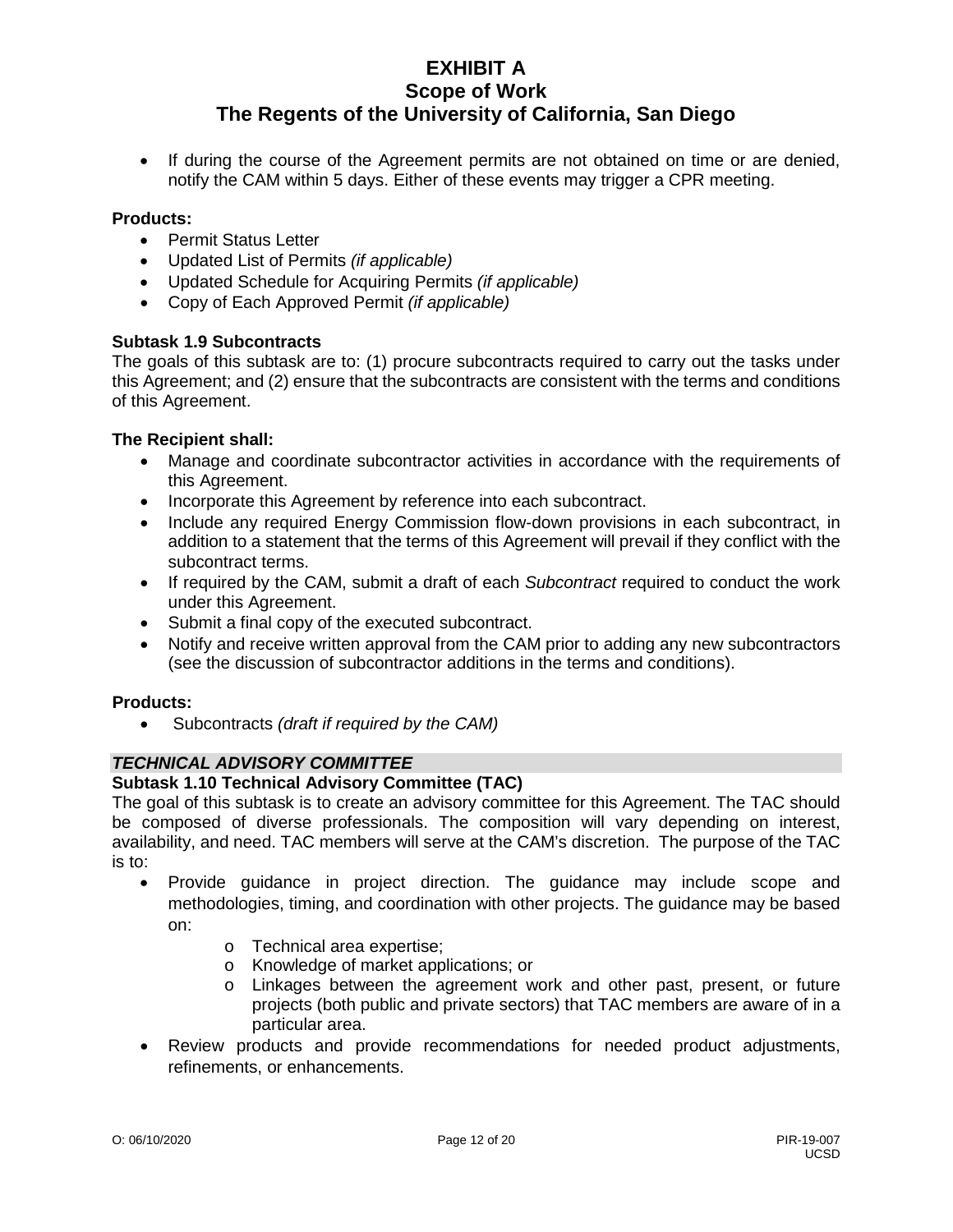- If during the course of the Agreement permits are not obtained on time or are denied, notify the CAM within 5 days. Either of these events may trigger a CPR meeting.

**Products:**

- Permit Status Letter
- Updated List of Permits *(if applicable)*
- Updated Schedule for Acquiring Permits *(if applicable)*
- Copy of Each Approved Permit *(if applicable)*

### Subtask 1.9 Subcontracts

The goals of this subtask are to: (1) procure subcontracts required to carry out the tasks under this Agreement; and (2) ensure that the subcontracts are consistent with the terms and conditions of this Agreement.

**The Recipient shall:**

- Manage and coordinate subcontractor activities in accordance with the requirements of this Agreement.
- Incorporate this Agreement by reference into each subcontract.
- Include any required Energy Commission flow-down provisions in each subcontract, in addition to a statement that the terms of this Agreement will prevail if they conflict with the subcontract terms.
- If required by the CAM, submit a draft of each *Subcontract* required to conduct the work under this Agreement.
- Submit a final copy of the executed subcontract.
- Notify and receive written approval from the CAM prior to adding any new subcontractors (see the discussion of subcontractor additions in the terms and conditions).

**Products:**

- Subcontracts *(draft if required by the CAM)*

## *TECHNICAL ADVISORY COMMITTEE*

### Subtask 1.10 Technical Advisory Committee (TAC)

The goal of this subtask is to create an advisory committee for this Agreement. The TAC should be composed of diverse professionals. The composition will vary depending on interest, availability, and need. TAC members will serve at the CAM's discretion. The purpose of the TAC is to:

- Provide guidance in project direction. The guidance may include scope and methodologies, timing, and coordination with other projects. The guidance may be based on:
  - Technical area expertise;
  - Knowledge of market applications; or
  - Linkages between the agreement work and other past, present, or future projects (both public and private sectors) that TAC members are aware of in a particular area.
- Review products and provide recommendations for needed product adjustments, refinements, or enhancements.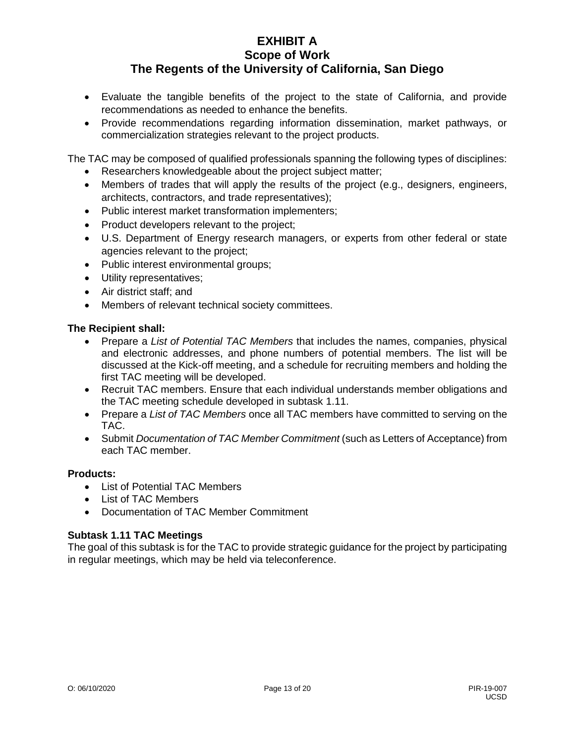- Evaluate the tangible benefits of the project to the state of California, and provide recommendations as needed to enhance the benefits.
- Provide recommendations regarding information dissemination, market pathways, or commercialization strategies relevant to the project products.

The TAC may be composed of qualified professionals spanning the following types of disciplines:

- Researchers knowledgeable about the project subject matter;
- Members of trades that will apply the results of the project (e.g., designers, engineers, architects, contractors, and trade representatives);
- Public interest market transformation implementers;
- Product developers relevant to the project;
- U.S. Department of Energy research managers, or experts from other federal or state agencies relevant to the project;
- Public interest environmental groups;
- Utility representatives;
- Air district staff; and
- Members of relevant technical society committees.

**The Recipient shall:**

- Prepare a *List of Potential TAC Members* that includes the names, companies, physical and electronic addresses, and phone numbers of potential members. The list will be discussed at the Kick-off meeting, and a schedule for recruiting members and holding the first TAC meeting will be developed.
- Recruit TAC members. Ensure that each individual understands member obligations and the TAC meeting schedule developed in subtask 1.11.
- Prepare a *List of TAC Members* once all TAC members have committed to serving on the TAC.
- Submit *Documentation of TAC Member Commitment* (such as Letters of Acceptance) from each TAC member.

**Products:**

- List of Potential TAC Members
- List of TAC Members
- Documentation of TAC Member Commitment

**Subtask 1.11 TAC Meetings**

The goal of this subtask is for the TAC to provide strategic guidance for the project by participating in regular meetings, which may be held via teleconference.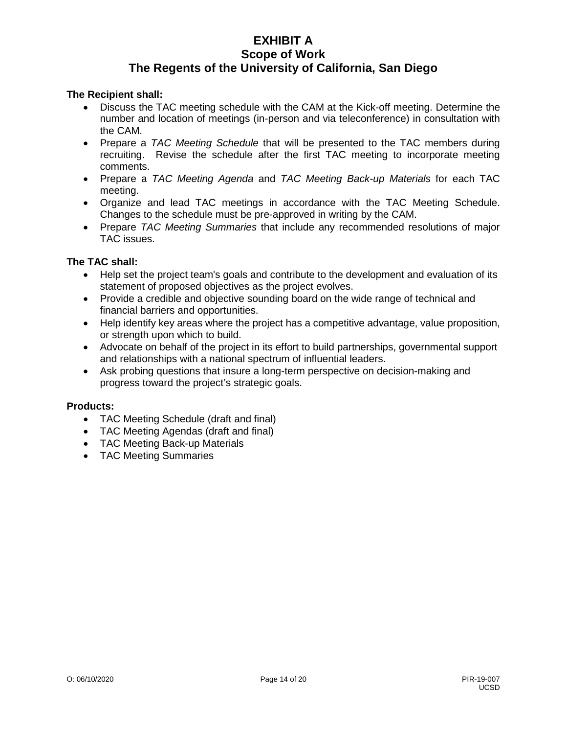# EXHIBIT A
## Scope of Work
## The Regents of the University of California, San Diego

**The Recipient shall:**

- Discuss the TAC meeting schedule with the CAM at the Kick-off meeting. Determine the number and location of meetings (in-person and via teleconference) in consultation with the CAM.
- Prepare a *TAC Meeting Schedule* that will be presented to the TAC members during recruiting. Revise the schedule after the first TAC meeting to incorporate meeting comments.
- Prepare a *TAC Meeting Agenda* and *TAC Meeting Back-up Materials* for each TAC meeting.
- Organize and lead TAC meetings in accordance with the TAC Meeting Schedule. Changes to the schedule must be pre-approved in writing by the CAM.
- Prepare *TAC Meeting Summaries* that include any recommended resolutions of major TAC issues.

**The TAC shall:**

- Help set the project team's goals and contribute to the development and evaluation of its statement of proposed objectives as the project evolves.
- Provide a credible and objective sounding board on the wide range of technical and financial barriers and opportunities.
- Help identify key areas where the project has a competitive advantage, value proposition, or strength upon which to build.
- Advocate on behalf of the project in its effort to build partnerships, governmental support and relationships with a national spectrum of influential leaders.
- Ask probing questions that insure a long-term perspective on decision-making and progress toward the project's strategic goals.

**Products:**

- TAC Meeting Schedule (draft and final)
- TAC Meeting Agendas (draft and final)
- TAC Meeting Back-up Materials
- TAC Meeting Summaries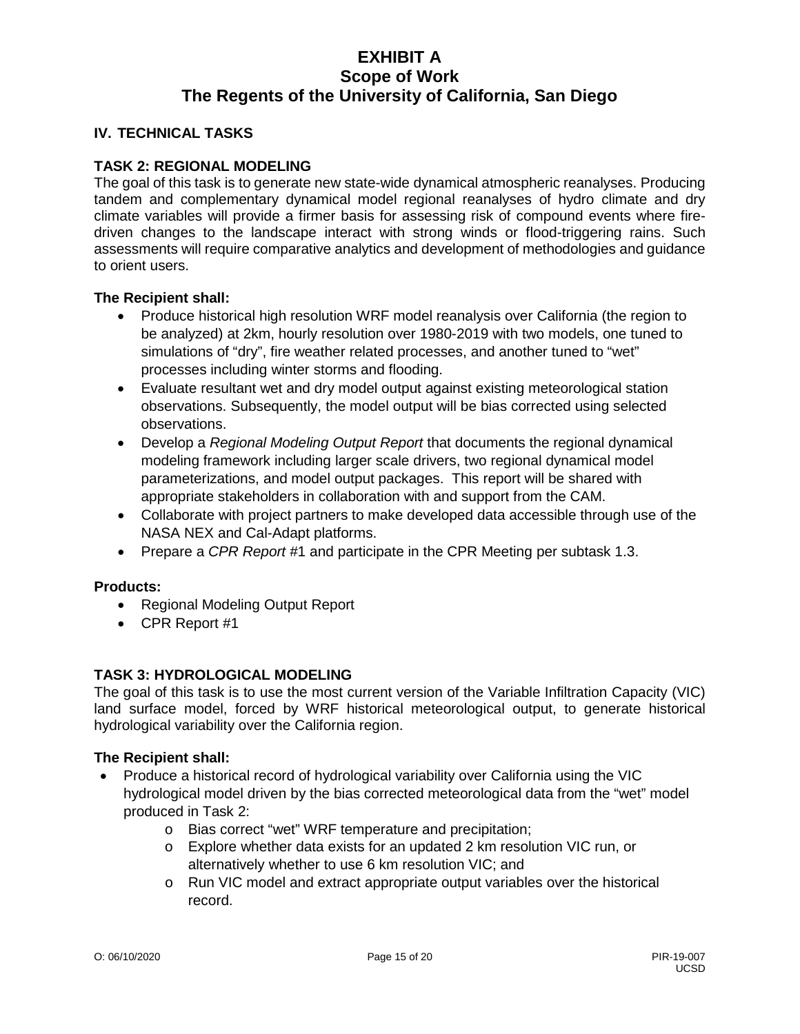# EXHIBIT A
# Scope of Work
# The Regents of the University of California, San Diego

## IV. TECHNICAL TASKS

### TASK 2: REGIONAL MODELING

The goal of this task is to generate new state-wide dynamical atmospheric reanalyses. Producing tandem and complementary dynamical model regional reanalyses of hydro climate and dry climate variables will provide a firmer basis for assessing risk of compound events where fire-driven changes to the landscape interact with strong winds or flood-triggering rains. Such assessments will require comparative analytics and development of methodologies and guidance to orient users.

**The Recipient shall:**

- Produce historical high resolution WRF model reanalysis over California (the region to be analyzed) at 2km, hourly resolution over 1980-2019 with two models, one tuned to simulations of "dry", fire weather related processes, and another tuned to "wet" processes including winter storms and flooding.
- Evaluate resultant wet and dry model output against existing meteorological station observations. Subsequently, the model output will be bias corrected using selected observations.
- Develop a *Regional Modeling Output Report* that documents the regional dynamical modeling framework including larger scale drivers, two regional dynamical model parameterizations, and model output packages. This report will be shared with appropriate stakeholders in collaboration with and support from the CAM.
- Collaborate with project partners to make developed data accessible through use of the NASA NEX and Cal-Adapt platforms.
- Prepare a *CPR Report* #1 and participate in the CPR Meeting per subtask 1.3.

**Products:**

- Regional Modeling Output Report
- CPR Report #1

### TASK 3: HYDROLOGICAL MODELING

The goal of this task is to use the most current version of the Variable Infiltration Capacity (VIC) land surface model, forced by WRF historical meteorological output, to generate historical hydrological variability over the California region.

**The Recipient shall:**

- Produce a historical record of hydrological variability over California using the VIC hydrological model driven by the bias corrected meteorological data from the "wet" model produced in Task 2:
  - Bias correct "wet" WRF temperature and precipitation;
  - Explore whether data exists for an updated 2 km resolution VIC run, or alternatively whether to use 6 km resolution VIC; and
  - Run VIC model and extract appropriate output variables over the historical record.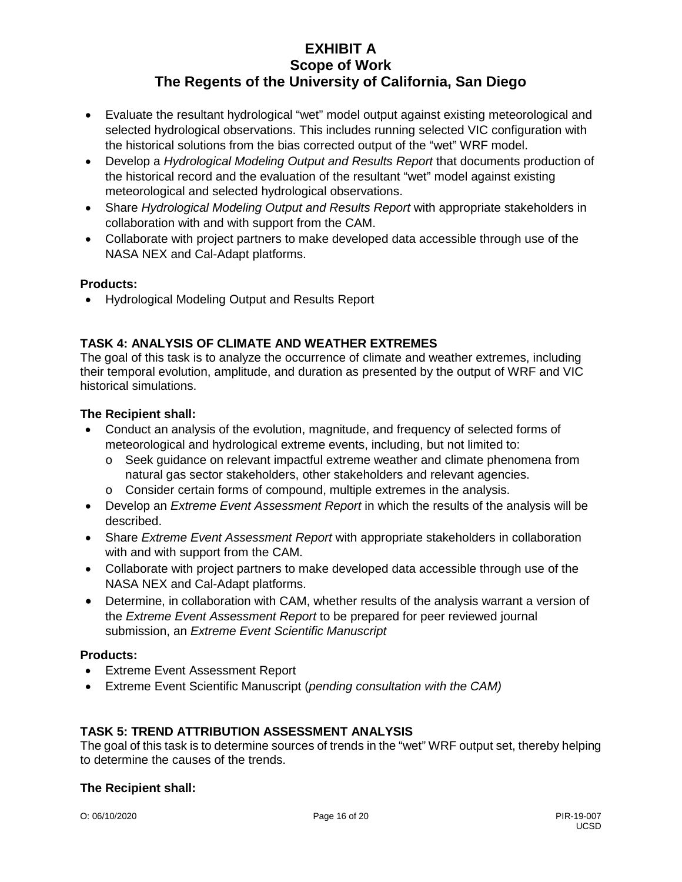- Evaluate the resultant hydrological “wet” model output against existing meteorological and selected hydrological observations. This includes running selected VIC configuration with the historical solutions from the bias corrected output of the “wet” WRF model.
- Develop a *Hydrological Modeling Output and Results Report* that documents production of the historical record and the evaluation of the resultant “wet” model against existing meteorological and selected hydrological observations.
- Share *Hydrological Modeling Output and Results Report* with appropriate stakeholders in collaboration with and with support from the CAM.
- Collaborate with project partners to make developed data accessible through use of the NASA NEX and Cal-Adapt platforms.

**Products:**

- Hydrological Modeling Output and Results Report

### TASK 4: ANALYSIS OF CLIMATE AND WEATHER EXTREMES

The goal of this task is to analyze the occurrence of climate and weather extremes, including their temporal evolution, amplitude, and duration as presented by the output of WRF and VIC historical simulations.

**The Recipient shall:**

- Conduct an analysis of the evolution, magnitude, and frequency of selected forms of meteorological and hydrological extreme events, including, but not limited to:
  - Seek guidance on relevant impactful extreme weather and climate phenomena from natural gas sector stakeholders, other stakeholders and relevant agencies.
  - Consider certain forms of compound, multiple extremes in the analysis.
- Develop an *Extreme Event Assessment Report* in which the results of the analysis will be described.
- Share *Extreme Event Assessment Report* with appropriate stakeholders in collaboration with and with support from the CAM.
- Collaborate with project partners to make developed data accessible through use of the NASA NEX and Cal-Adapt platforms.
- Determine, in collaboration with CAM, whether results of the analysis warrant a version of the *Extreme Event Assessment Report* to be prepared for peer reviewed journal submission, an *Extreme Event Scientific Manuscript*

**Products:**

- Extreme Event Assessment Report
- Extreme Event Scientific Manuscript (*pending consultation with the CAM)*

### TASK 5: TREND ATTRIBUTION ASSESSMENT ANALYSIS

The goal of this task is to determine sources of trends in the “wet” WRF output set, thereby helping to determine the causes of the trends.

**The Recipient shall:**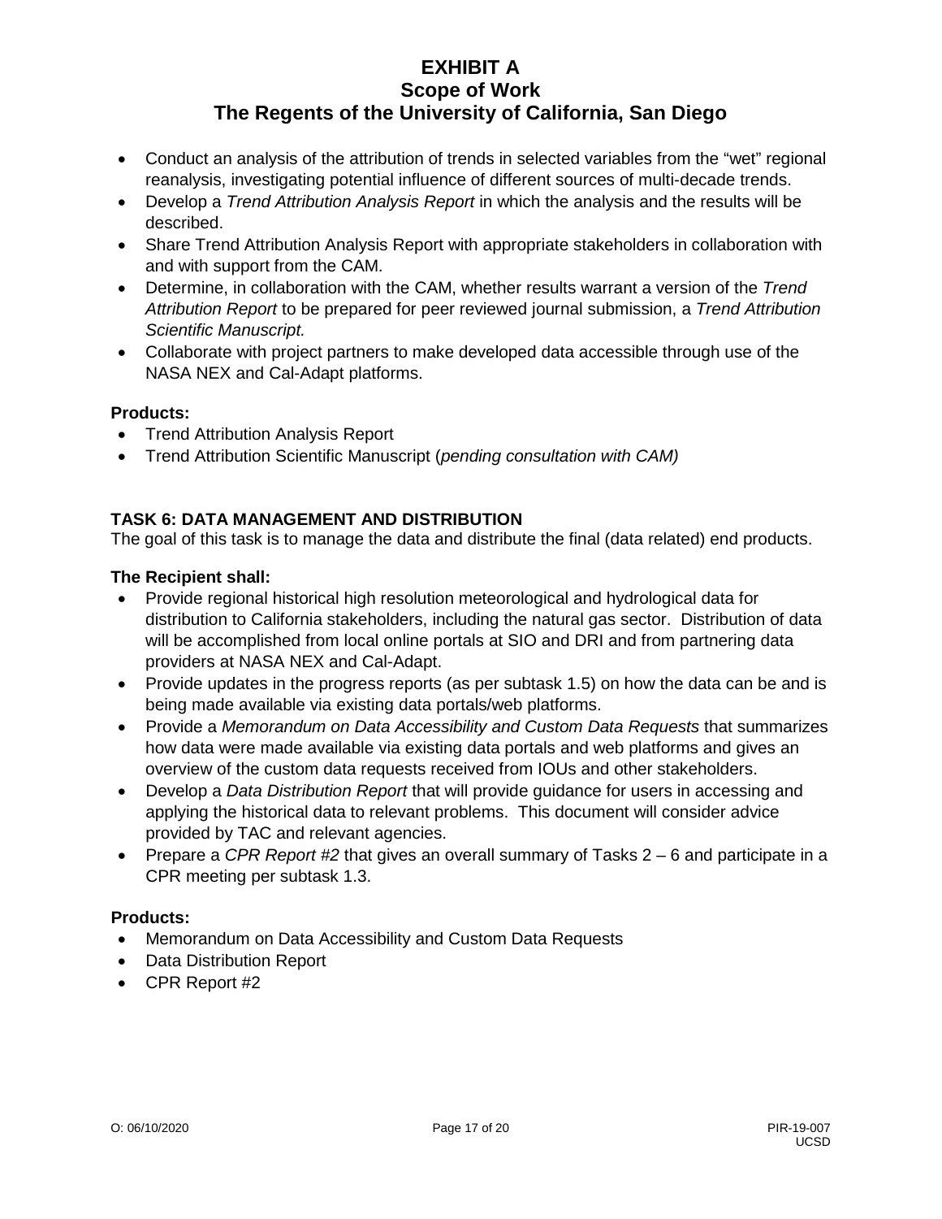- Conduct an analysis of the attribution of trends in selected variables from the “wet” regional reanalysis, investigating potential influence of different sources of multi-decade trends.
- Develop a *Trend Attribution Analysis Report* in which the analysis and the results will be described.
- Share Trend Attribution Analysis Report with appropriate stakeholders in collaboration with and with support from the CAM.
- Determine, in collaboration with the CAM, whether results warrant a version of the *Trend Attribution Report* to be prepared for peer reviewed journal submission, a *Trend Attribution Scientific Manuscript.*
- Collaborate with project partners to make developed data accessible through use of the NASA NEX and Cal-Adapt platforms.

**Products:**

- Trend Attribution Analysis Report
- Trend Attribution Scientific Manuscript (*pending consultation with CAM)*

### TASK 6: DATA MANAGEMENT AND DISTRIBUTION

The goal of this task is to manage the data and distribute the final (data related) end products.

**The Recipient shall:**

- Provide regional historical high resolution meteorological and hydrological data for distribution to California stakeholders, including the natural gas sector. Distribution of data will be accomplished from local online portals at SIO and DRI and from partnering data providers at NASA NEX and Cal-Adapt.
- Provide updates in the progress reports (as per subtask 1.5) on how the data can be and is being made available via existing data portals/web platforms.
- Provide a *Memorandum on Data Accessibility and Custom Data Requests* that summarizes how data were made available via existing data portals and web platforms and gives an overview of the custom data requests received from IOUs and other stakeholders.
- Develop a *Data Distribution Report* that will provide guidance for users in accessing and applying the historical data to relevant problems. This document will consider advice provided by TAC and relevant agencies.
- Prepare a *CPR Report #2* that gives an overall summary of Tasks 2 – 6 and participate in a CPR meeting per subtask 1.3.

**Products:**

- Memorandum on Data Accessibility and Custom Data Requests
- Data Distribution Report
- CPR Report #2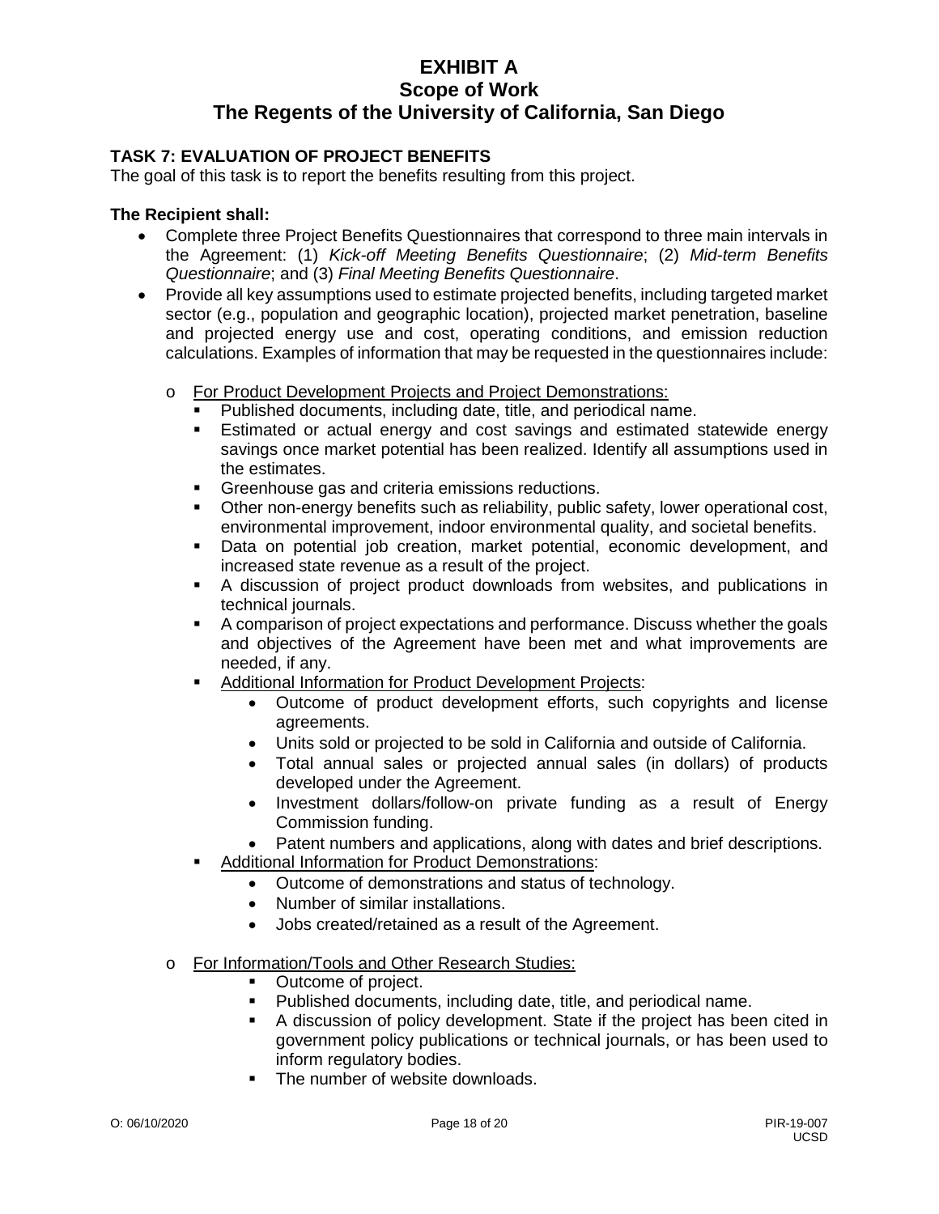# EXHIBIT A
# Scope of Work
# The Regents of the University of California, San Diego

### TASK 7: EVALUATION OF PROJECT BENEFITS

The goal of this task is to report the benefits resulting from this project.

**The Recipient shall:**

- Complete three Project Benefits Questionnaires that correspond to three main intervals in the Agreement: (1) *Kick-off Meeting Benefits Questionnaire*; (2) *Mid-term Benefits Questionnaire*; and (3) *Final Meeting Benefits Questionnaire*.
- Provide all key assumptions used to estimate projected benefits, including targeted market sector (e.g., population and geographic location), projected market penetration, baseline and projected energy use and cost, operating conditions, and emission reduction calculations. Examples of information that may be requested in the questionnaires include:
  - For Product Development Projects and Project Demonstrations:
    - Published documents, including date, title, and periodical name.
    - Estimated or actual energy and cost savings and estimated statewide energy savings once market potential has been realized. Identify all assumptions used in the estimates.
    - Greenhouse gas and criteria emissions reductions.
    - Other non-energy benefits such as reliability, public safety, lower operational cost, environmental improvement, indoor environmental quality, and societal benefits.
    - Data on potential job creation, market potential, economic development, and increased state revenue as a result of the project.
    - A discussion of project product downloads from websites, and publications in technical journals.
    - A comparison of project expectations and performance. Discuss whether the goals and objectives of the Agreement have been met and what improvements are needed, if any.
    - Additional Information for Product Development Projects:
      - Outcome of product development efforts, such copyrights and license agreements.
      - Units sold or projected to be sold in California and outside of California.
      - Total annual sales or projected annual sales (in dollars) of products developed under the Agreement.
      - Investment dollars/follow-on private funding as a result of Energy Commission funding.
      - Patent numbers and applications, along with dates and brief descriptions.
    - Additional Information for Product Demonstrations:
      - Outcome of demonstrations and status of technology.
      - Number of similar installations.
      - Jobs created/retained as a result of the Agreement.
  - For Information/Tools and Other Research Studies:
    - Outcome of project.
    - Published documents, including date, title, and periodical name.
    - A discussion of policy development. State if the project has been cited in government policy publications or technical journals, or has been used to inform regulatory bodies.
    - The number of website downloads.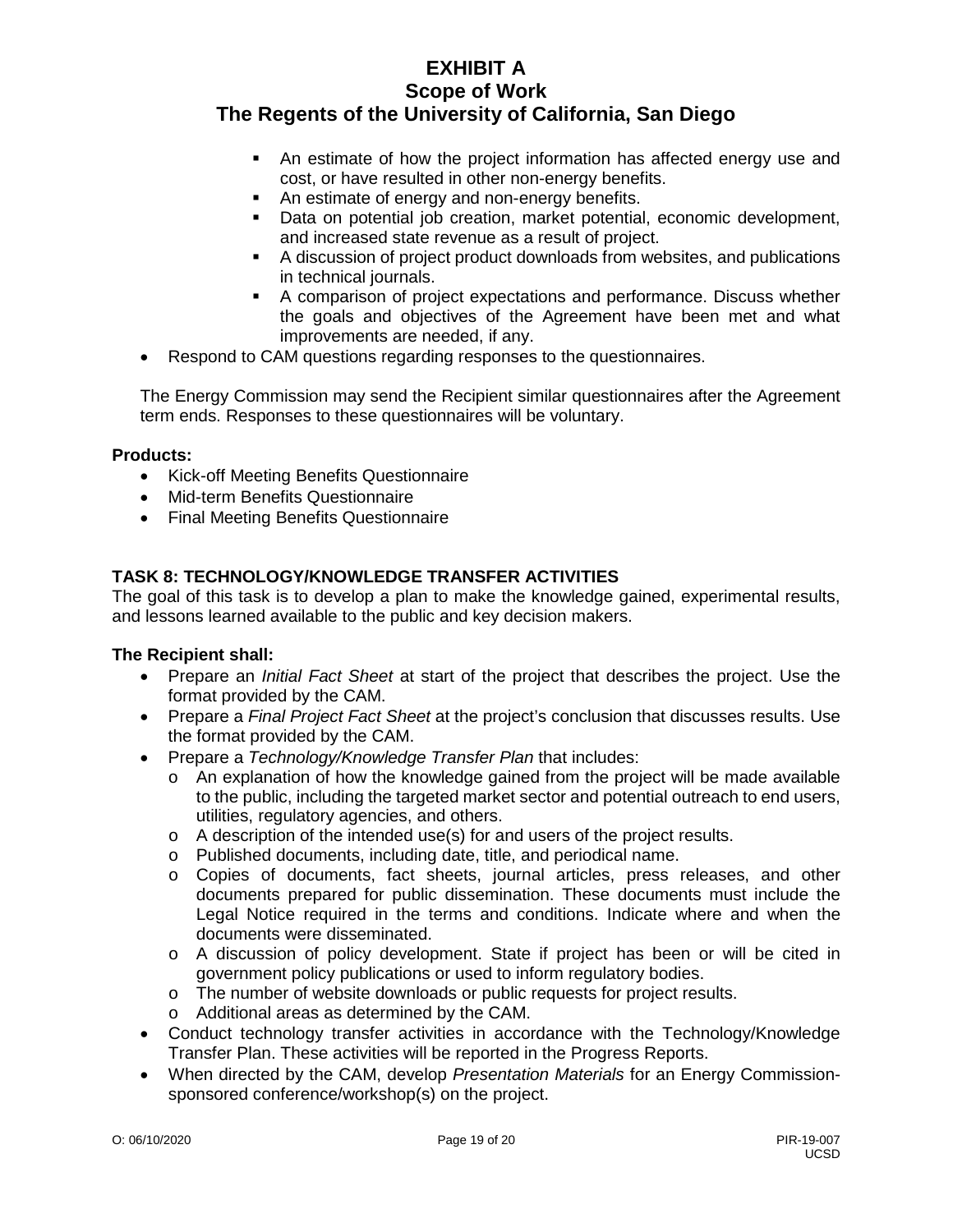- An estimate of how the project information has affected energy use and cost, or have resulted in other non-energy benefits.
  - An estimate of energy and non-energy benefits.
  - Data on potential job creation, market potential, economic development, and increased state revenue as a result of project.
  - A discussion of project product downloads from websites, and publications in technical journals.
  - A comparison of project expectations and performance. Discuss whether the goals and objectives of the Agreement have been met and what improvements are needed, if any.
- Respond to CAM questions regarding responses to the questionnaires.

The Energy Commission may send the Recipient similar questionnaires after the Agreement term ends. Responses to these questionnaires will be voluntary.

**Products:**

- Kick-off Meeting Benefits Questionnaire
- Mid-term Benefits Questionnaire
- Final Meeting Benefits Questionnaire

## TASK 8: TECHNOLOGY/KNOWLEDGE TRANSFER ACTIVITIES

The goal of this task is to develop a plan to make the knowledge gained, experimental results, and lessons learned available to the public and key decision makers.

**The Recipient shall:**

- Prepare an *Initial Fact Sheet* at start of the project that describes the project. Use the format provided by the CAM.
- Prepare a *Final Project Fact Sheet* at the project's conclusion that discusses results. Use the format provided by the CAM.
- Prepare a *Technology/Knowledge Transfer Plan* that includes:
  - An explanation of how the knowledge gained from the project will be made available to the public, including the targeted market sector and potential outreach to end users, utilities, regulatory agencies, and others.
  - A description of the intended use(s) for and users of the project results.
  - Published documents, including date, title, and periodical name.
  - Copies of documents, fact sheets, journal articles, press releases, and other documents prepared for public dissemination. These documents must include the Legal Notice required in the terms and conditions. Indicate where and when the documents were disseminated.
  - A discussion of policy development. State if project has been or will be cited in government policy publications or used to inform regulatory bodies.
  - The number of website downloads or public requests for project results.
  - Additional areas as determined by the CAM.
- Conduct technology transfer activities in accordance with the Technology/Knowledge Transfer Plan. These activities will be reported in the Progress Reports.
- When directed by the CAM, develop *Presentation Materials* for an Energy Commission-sponsored conference/workshop(s) on the project.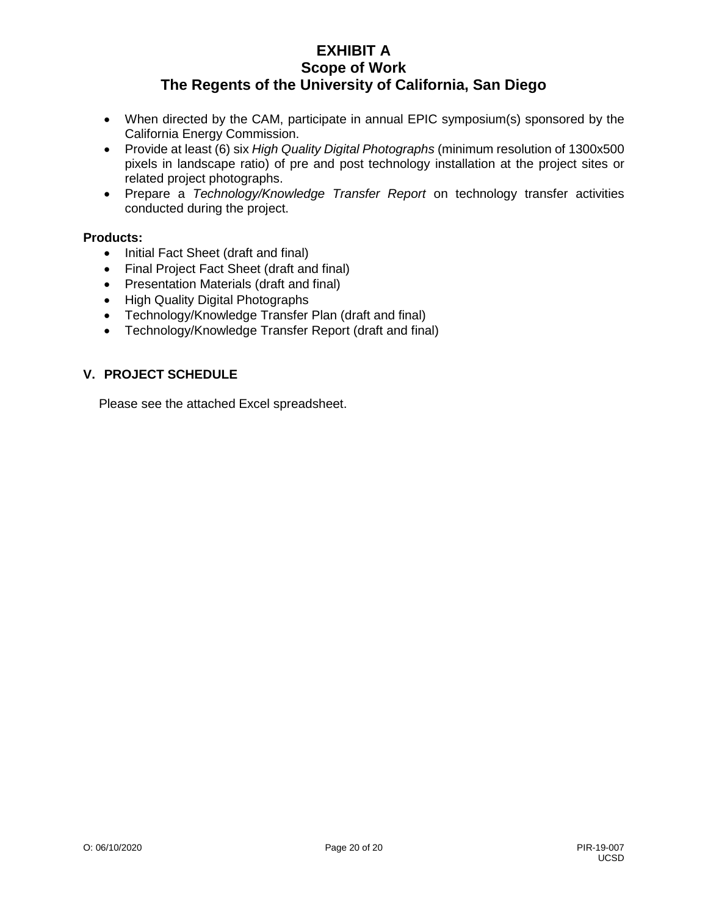- When directed by the CAM, participate in annual EPIC symposium(s) sponsored by the California Energy Commission.
- Provide at least (6) six *High Quality Digital Photographs* (minimum resolution of 1300x500 pixels in landscape ratio) of pre and post technology installation at the project sites or related project photographs.
- Prepare a *Technology/Knowledge Transfer Report* on technology transfer activities conducted during the project.

**Products:**

- Initial Fact Sheet (draft and final)
- Final Project Fact Sheet (draft and final)
- Presentation Materials (draft and final)
- High Quality Digital Photographs
- Technology/Knowledge Transfer Plan (draft and final)
- Technology/Knowledge Transfer Report (draft and final)

## V. PROJECT SCHEDULE

Please see the attached Excel spreadsheet.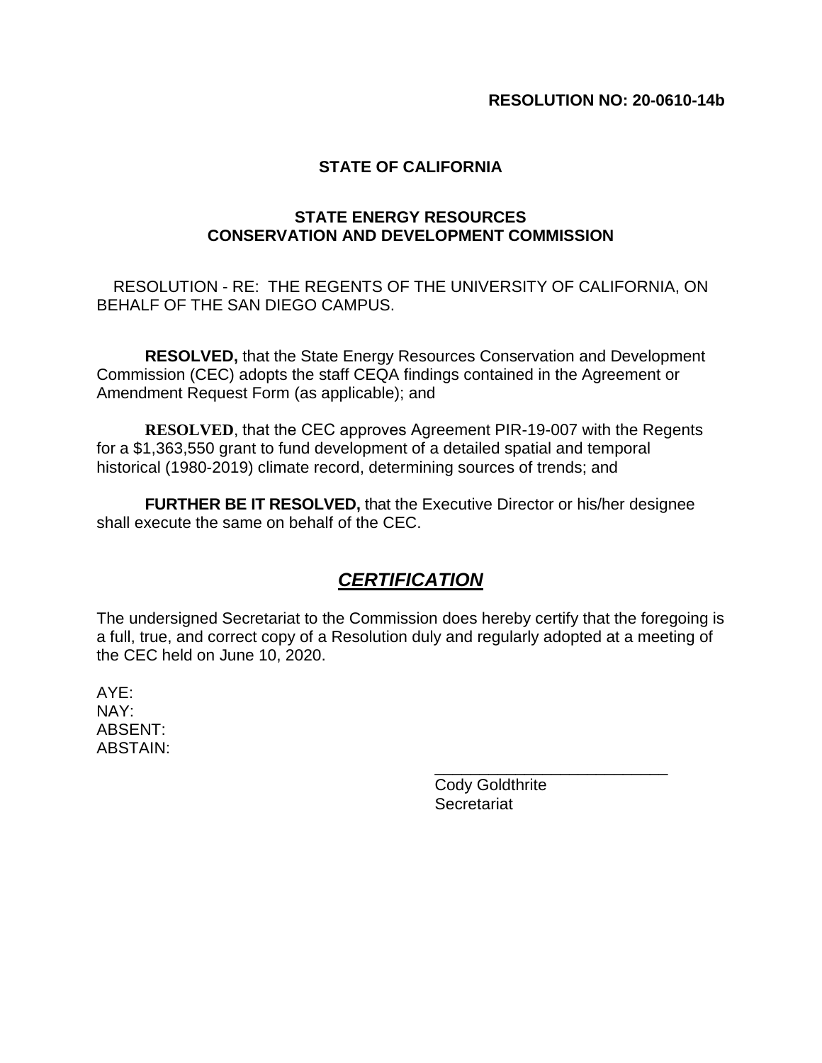**RESOLUTION NO: 20-0610-14b**

**STATE OF CALIFORNIA**

**STATE ENERGY RESOURCES**
**CONSERVATION AND DEVELOPMENT COMMISSION**

RESOLUTION - RE: THE REGENTS OF THE UNIVERSITY OF CALIFORNIA, ON BEHALF OF THE SAN DIEGO CAMPUS.

**RESOLVED,** that the State Energy Resources Conservation and Development Commission (CEC) adopts the staff CEQA findings contained in the Agreement or Amendment Request Form (as applicable); and

**RESOLVED**, that the CEC approves Agreement PIR-19-007 with the Regents for a $1,363,550 grant to fund development of a detailed spatial and temporal historical (1980-2019) climate record, determining sources of trends; and

**FURTHER BE IT RESOLVED,** that the Executive Director or his/her designee shall execute the same on behalf of the CEC.

## ***CERTIFICATION***

The undersigned Secretariat to the Commission does hereby certify that the foregoing is a full, true, and correct copy of a Resolution duly and regularly adopted at a meeting of the CEC held on June 10, 2020.

AYE:
NAY:
ABSENT:
ABSTAIN:

___________________________
Cody Goldthrite
Secretariat